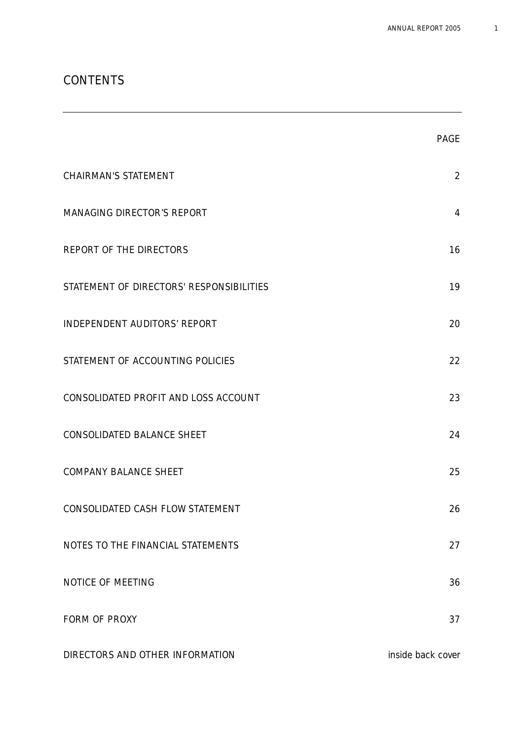# CONTENTS

| | PAGE |
|---|---|
| CHAIRMAN'S STATEMENT | 2 |
| MANAGING DIRECTOR'S REPORT | 4 |
| REPORT OF THE DIRECTORS | 16 |
| STATEMENT OF DIRECTORS' RESPONSIBILITIES | 19 |
| INDEPENDENT AUDITORS' REPORT | 20 |
| STATEMENT OF ACCOUNTING POLICIES | 22 |
| CONSOLIDATED PROFIT AND LOSS ACCOUNT | 23 |
| CONSOLIDATED BALANCE SHEET | 24 |
| COMPANY BALANCE SHEET | 25 |
| CONSOLIDATED CASH FLOW STATEMENT | 26 |
| NOTES TO THE FINANCIAL STATEMENTS | 27 |
| NOTICE OF MEETING | 36 |
| FORM OF PROXY | 37 |
| DIRECTORS AND OTHER INFORMATION | inside back cover |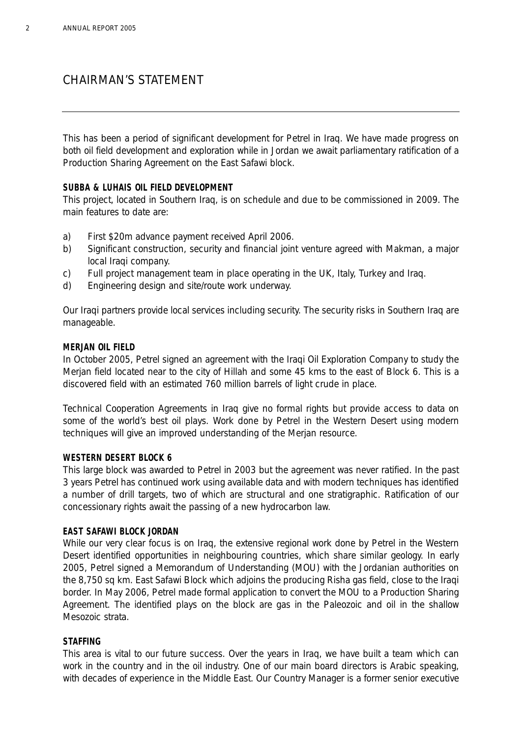# CHAIRMAN'S STATEMENT

This has been a period of significant development for Petrel in Iraq. We have made progress on both oil field development and exploration while in Jordan we await parliamentary ratification of a Production Sharing Agreement on the East Safawi block.

**SUBBA & LUHAIS OIL FIELD DEVELOPMENT**

This project, located in Southern Iraq, is on schedule and due to be commissioned in 2009. The main features to date are:

a) First $20m advance payment received April 2006.
b) Significant construction, security and financial joint venture agreed with Makman, a major local Iraqi company.
c) Full project management team in place operating in the UK, Italy, Turkey and Iraq.
d) Engineering design and site/route work underway.

Our Iraqi partners provide local services including security. The security risks in Southern Iraq are manageable.

**MERJAN OIL FIELD**

In October 2005, Petrel signed an agreement with the Iraqi Oil Exploration Company to study the Merjan field located near to the city of Hillah and some 45 kms to the east of Block 6. This is a discovered field with an estimated 760 million barrels of light crude in place.

Technical Cooperation Agreements in Iraq give no formal rights but provide access to data on some of the world's best oil plays. Work done by Petrel in the Western Desert using modern techniques will give an improved understanding of the Merjan resource.

**WESTERN DESERT BLOCK 6**

This large block was awarded to Petrel in 2003 but the agreement was never ratified. In the past 3 years Petrel has continued work using available data and with modern techniques has identified a number of drill targets, two of which are structural and one stratigraphic. Ratification of our concessionary rights await the passing of a new hydrocarbon law.

**EAST SAFAWI BLOCK JORDAN**

While our very clear focus is on Iraq, the extensive regional work done by Petrel in the Western Desert identified opportunities in neighbouring countries, which share similar geology. In early 2005, Petrel signed a Memorandum of Understanding (MOU) with the Jordanian authorities on the 8,750 sq km. East Safawi Block which adjoins the producing Risha gas field, close to the Iraqi border. In May 2006, Petrel made formal application to convert the MOU to a Production Sharing Agreement. The identified plays on the block are gas in the Paleozoic and oil in the shallow Mesozoic strata.

**STAFFING**

This area is vital to our future success. Over the years in Iraq, we have built a team which can work in the country and in the oil industry. One of our main board directors is Arabic speaking, with decades of experience in the Middle East. Our Country Manager is a former senior executive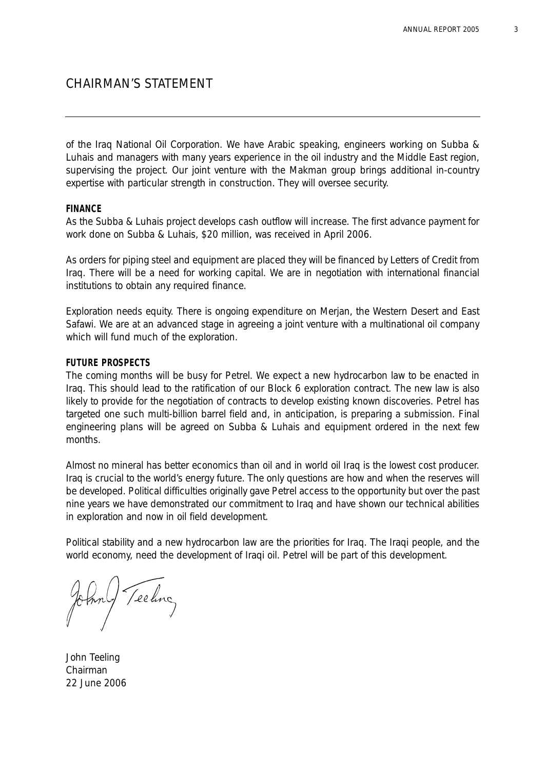## CHAIRMAN'S STATEMENT

of the Iraq National Oil Corporation. We have Arabic speaking, engineers working on Subba & Luhais and managers with many years experience in the oil industry and the Middle East region, supervising the project. Our joint venture with the Makman group brings additional in-country expertise with particular strength in construction. They will oversee security.

**FINANCE**

As the Subba & Luhais project develops cash outflow will increase. The first advance payment for work done on Subba & Luhais, $20 million, was received in April 2006.

As orders for piping steel and equipment are placed they will be financed by Letters of Credit from Iraq. There will be a need for working capital. We are in negotiation with international financial institutions to obtain any required finance.

Exploration needs equity. There is ongoing expenditure on Merjan, the Western Desert and East Safawi. We are at an advanced stage in agreeing a joint venture with a multinational oil company which will fund much of the exploration.

**FUTURE PROSPECTS**

The coming months will be busy for Petrel. We expect a new hydrocarbon law to be enacted in Iraq. This should lead to the ratification of our Block 6 exploration contract. The new law is also likely to provide for the negotiation of contracts to develop existing known discoveries. Petrel has targeted one such multi-billion barrel field and, in anticipation, is preparing a submission. Final engineering plans will be agreed on Subba & Luhais and equipment ordered in the next few months.

Almost no mineral has better economics than oil and in world oil Iraq is the lowest cost producer. Iraq is crucial to the world's energy future. The only questions are how and when the reserves will be developed. Political difficulties originally gave Petrel access to the opportunity but over the past nine years we have demonstrated our commitment to Iraq and have shown our technical abilities in exploration and now in oil field development.

Political stability and a new hydrocarbon law are the priorities for Iraq. The Iraqi people, and the world economy, need the development of Iraqi oil. Petrel will be part of this development.

John Teeling
Chairman
22 June 2006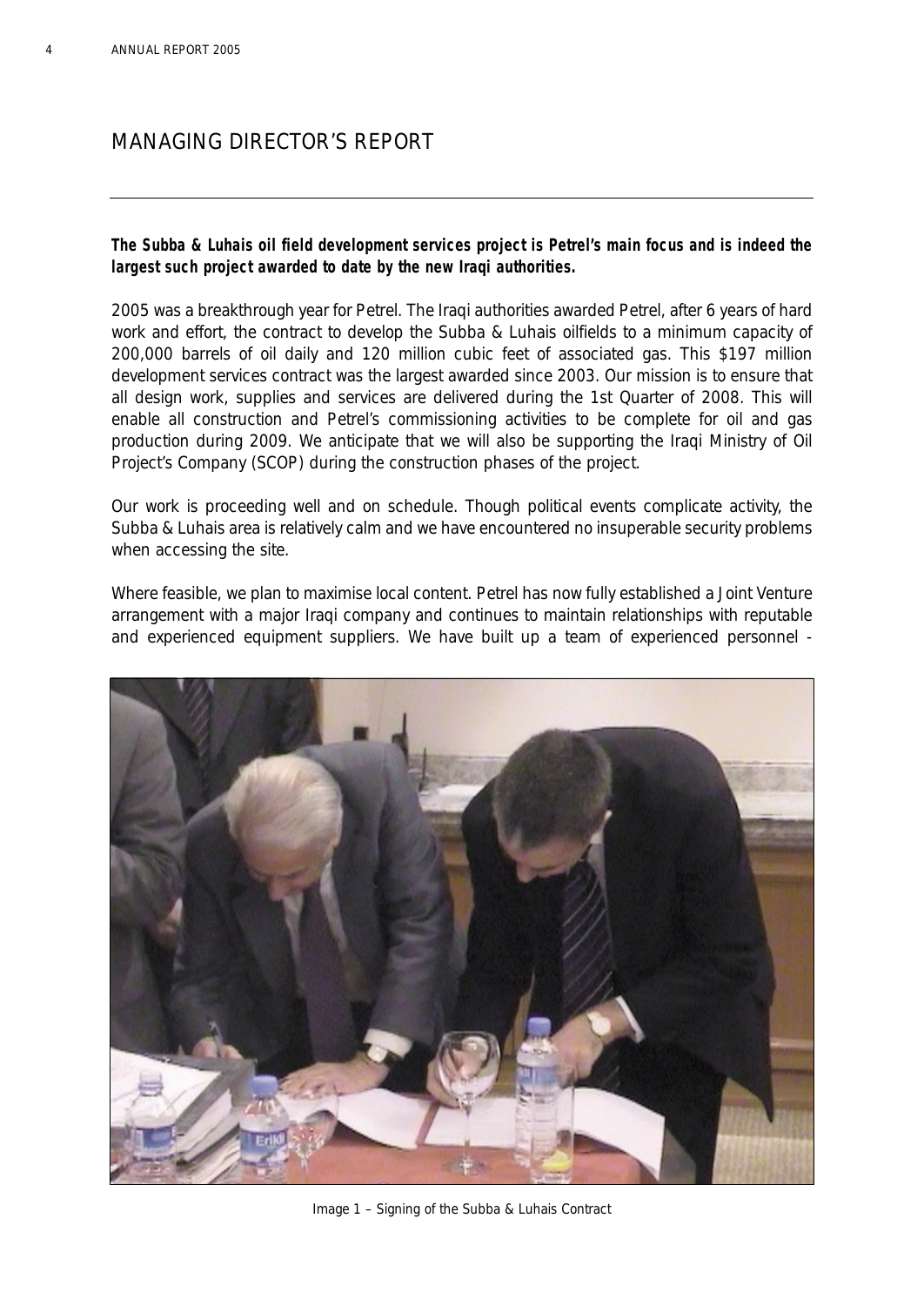# MANAGING DIRECTOR'S REPORT

***The Subba & Luhais oil field development services project is Petrel's main focus and is indeed the largest such project awarded to date by the new Iraqi authorities.***

2005 was a breakthrough year for Petrel. The Iraqi authorities awarded Petrel, after 6 years of hard work and effort, the contract to develop the Subba & Luhais oilfields to a minimum capacity of 200,000 barrels of oil daily and 120 million cubic feet of associated gas. This $197 million development services contract was the largest awarded since 2003. Our mission is to ensure that all design work, supplies and services are delivered during the 1st Quarter of 2008. This will enable all construction and Petrel's commissioning activities to be complete for oil and gas production during 2009. We anticipate that we will also be supporting the Iraqi Ministry of Oil Project's Company (SCOP) during the construction phases of the project.

Our work is proceeding well and on schedule. Though political events complicate activity, the Subba & Luhais area is relatively calm and we have encountered no insuperable security problems when accessing the site.

Where feasible, we plan to maximise local content. Petrel has now fully established a Joint Venture arrangement with a major Iraqi company and continues to maintain relationships with reputable and experienced equipment suppliers. We have built up a team of experienced personnel -

Image 1 – Signing of the Subba & Luhais Contract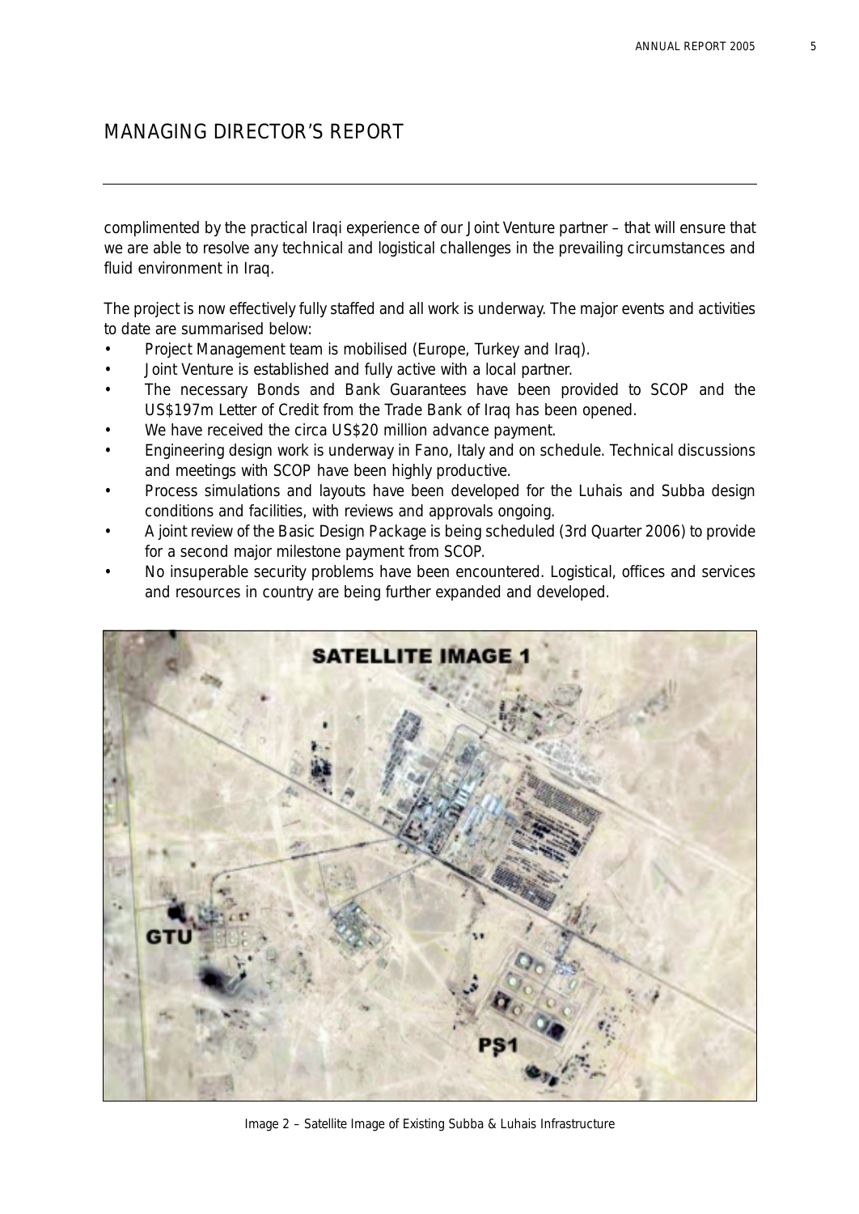## MANAGING DIRECTOR'S REPORT

complimented by the practical Iraqi experience of our Joint Venture partner – that will ensure that we are able to resolve any technical and logistical challenges in the prevailing circumstances and fluid environment in Iraq.

The project is now effectively fully staffed and all work is underway. The major events and activities to date are summarised below:

- Project Management team is mobilised (Europe, Turkey and Iraq).
- Joint Venture is established and fully active with a local partner.
- The necessary Bonds and Bank Guarantees have been provided to SCOP and the US$197m Letter of Credit from the Trade Bank of Iraq has been opened.
- We have received the circa US$20 million advance payment.
- Engineering design work is underway in Fano, Italy and on schedule. Technical discussions and meetings with SCOP have been highly productive.
- Process simulations and layouts have been developed for the Luhais and Subba design conditions and facilities, with reviews and approvals ongoing.
- A joint review of the Basic Design Package is being scheduled (3rd Quarter 2006) to provide for a second major milestone payment from SCOP.
- No insuperable security problems have been encountered. Logistical, offices and services and resources in country are being further expanded and developed.

Image 2 – Satellite Image of Existing Subba & Luhais Infrastructure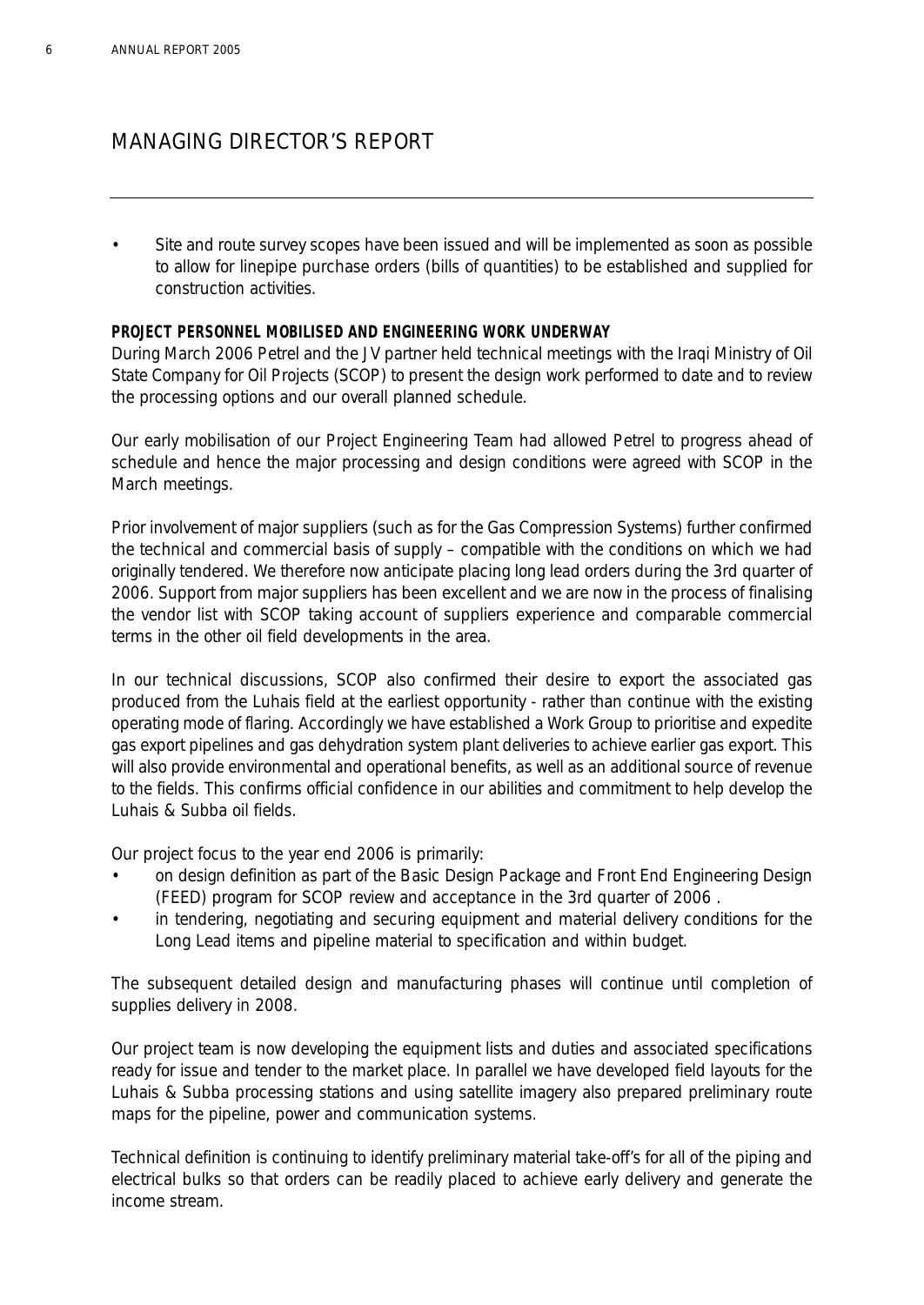# MANAGING DIRECTOR'S REPORT

- Site and route survey scopes have been issued and will be implemented as soon as possible to allow for linepipe purchase orders (bills of quantities) to be established and supplied for construction activities.

**PROJECT PERSONNEL MOBILISED AND ENGINEERING WORK UNDERWAY**

During March 2006 Petrel and the JV partner held technical meetings with the Iraqi Ministry of Oil State Company for Oil Projects (SCOP) to present the design work performed to date and to review the processing options and our overall planned schedule.

Our early mobilisation of our Project Engineering Team had allowed Petrel to progress ahead of schedule and hence the major processing and design conditions were agreed with SCOP in the March meetings.

Prior involvement of major suppliers (such as for the Gas Compression Systems) further confirmed the technical and commercial basis of supply – compatible with the conditions on which we had originally tendered. We therefore now anticipate placing long lead orders during the 3rd quarter of 2006. Support from major suppliers has been excellent and we are now in the process of finalising the vendor list with SCOP taking account of suppliers experience and comparable commercial terms in the other oil field developments in the area.

In our technical discussions, SCOP also confirmed their desire to export the associated gas produced from the Luhais field at the earliest opportunity - rather than continue with the existing operating mode of flaring. Accordingly we have established a Work Group to prioritise and expedite gas export pipelines and gas dehydration system plant deliveries to achieve earlier gas export. This will also provide environmental and operational benefits, as well as an additional source of revenue to the fields. This confirms official confidence in our abilities and commitment to help develop the Luhais & Subba oil fields.

Our project focus to the year end 2006 is primarily:

- on design definition as part of the Basic Design Package and Front End Engineering Design (FEED) program for SCOP review and acceptance in the 3rd quarter of 2006 .
- in tendering, negotiating and securing equipment and material delivery conditions for the Long Lead items and pipeline material to specification and within budget.

The subsequent detailed design and manufacturing phases will continue until completion of supplies delivery in 2008.

Our project team is now developing the equipment lists and duties and associated specifications ready for issue and tender to the market place. In parallel we have developed field layouts for the Luhais & Subba processing stations and using satellite imagery also prepared preliminary route maps for the pipeline, power and communication systems.

Technical definition is continuing to identify preliminary material take-off's for all of the piping and electrical bulks so that orders can be readily placed to achieve early delivery and generate the income stream.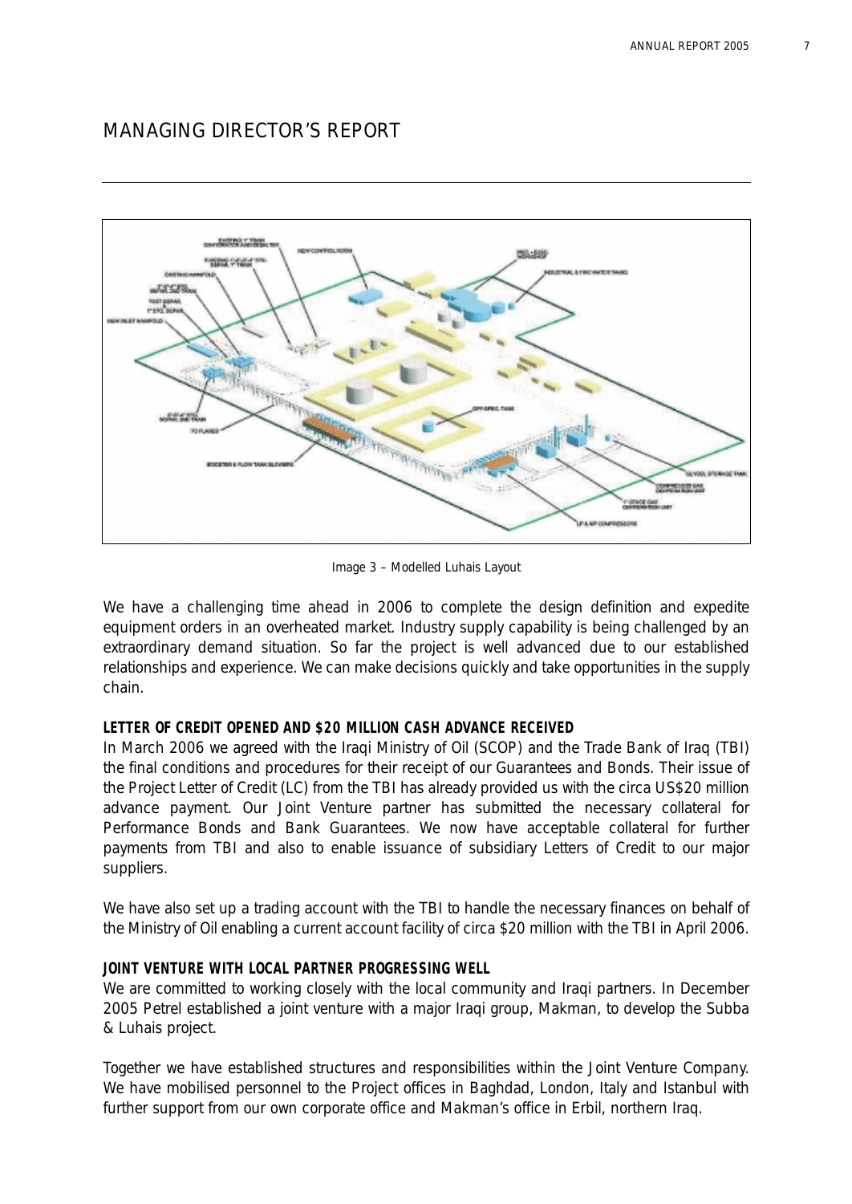# MANAGING DIRECTOR'S REPORT

Image 3 – Modelled Luhais Layout

We have a challenging time ahead in 2006 to complete the design definition and expedite equipment orders in an overheated market. Industry supply capability is being challenged by an extraordinary demand situation. So far the project is well advanced due to our established relationships and experience. We can make decisions quickly and take opportunities in the supply chain.

**LETTER OF CREDIT OPENED AND $20 MILLION CASH ADVANCE RECEIVED**

In March 2006 we agreed with the Iraqi Ministry of Oil (SCOP) and the Trade Bank of Iraq (TBI) the final conditions and procedures for their receipt of our Guarantees and Bonds. Their issue of the Project Letter of Credit (LC) from the TBI has already provided us with the circa US$20 million advance payment. Our Joint Venture partner has submitted the necessary collateral for Performance Bonds and Bank Guarantees. We now have acceptable collateral for further payments from TBI and also to enable issuance of subsidiary Letters of Credit to our major suppliers.

We have also set up a trading account with the TBI to handle the necessary finances on behalf of the Ministry of Oil enabling a current account facility of circa $20 million with the TBI in April 2006.

**JOINT VENTURE WITH LOCAL PARTNER PROGRESSING WELL**

We are committed to working closely with the local community and Iraqi partners. In December 2005 Petrel established a joint venture with a major Iraqi group, Makman, to develop the Subba & Luhais project.

Together we have established structures and responsibilities within the Joint Venture Company. We have mobilised personnel to the Project offices in Baghdad, London, Italy and Istanbul with further support from our own corporate office and Makman's office in Erbil, northern Iraq.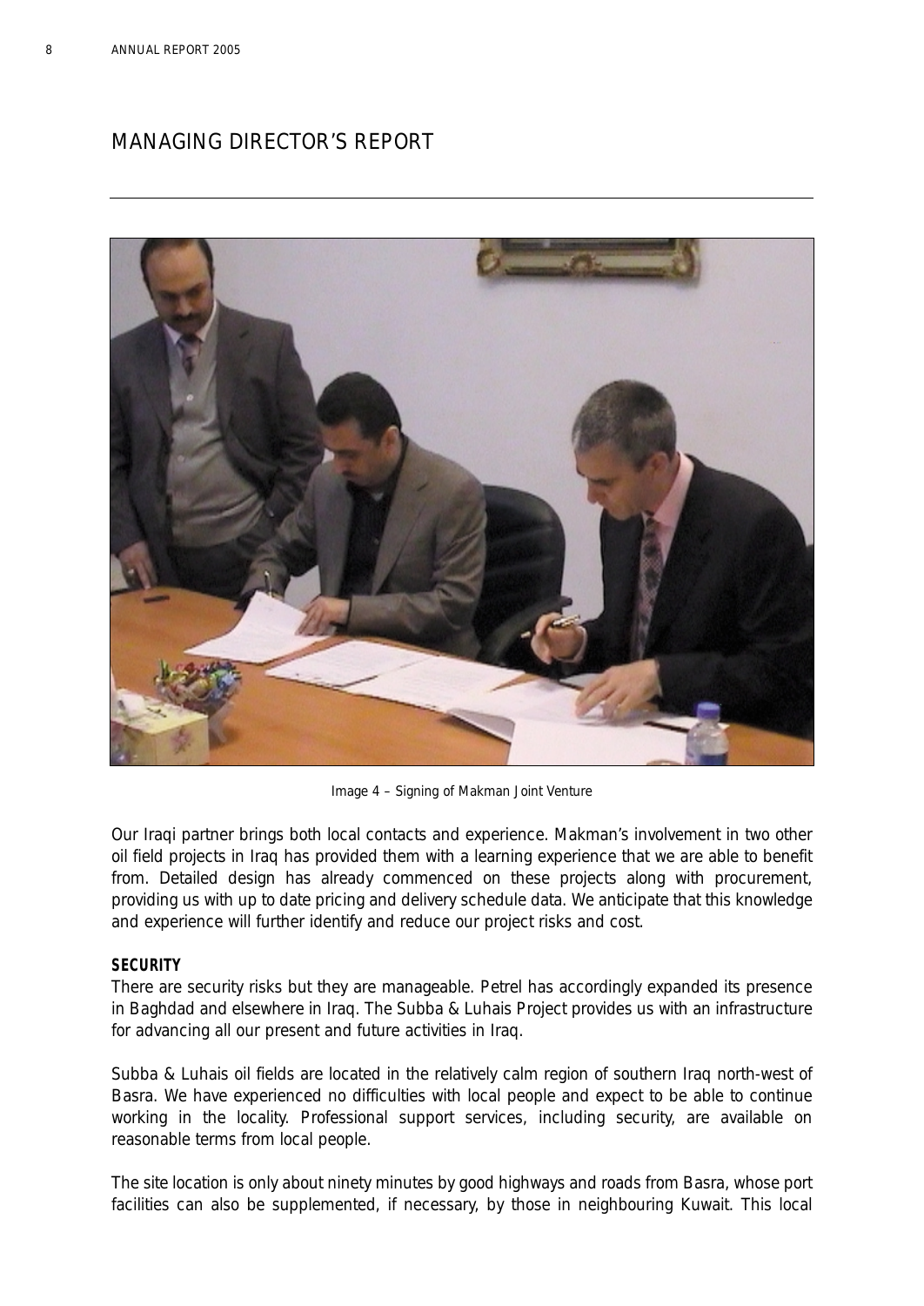# MANAGING DIRECTOR'S REPORT

Image 4 – Signing of Makman Joint Venture

Our Iraqi partner brings both local contacts and experience. Makman's involvement in two other oil field projects in Iraq has provided them with a learning experience that we are able to benefit from. Detailed design has already commenced on these projects along with procurement, providing us with up to date pricing and delivery schedule data. We anticipate that this knowledge and experience will further identify and reduce our project risks and cost.

**SECURITY**

There are security risks but they are manageable. Petrel has accordingly expanded its presence in Baghdad and elsewhere in Iraq. The Subba & Luhais Project provides us with an infrastructure for advancing all our present and future activities in Iraq.

Subba & Luhais oil fields are located in the relatively calm region of southern Iraq north-west of Basra. We have experienced no difficulties with local people and expect to be able to continue working in the locality. Professional support services, including security, are available on reasonable terms from local people.

The site location is only about ninety minutes by good highways and roads from Basra, whose port facilities can also be supplemented, if necessary, by those in neighbouring Kuwait. This local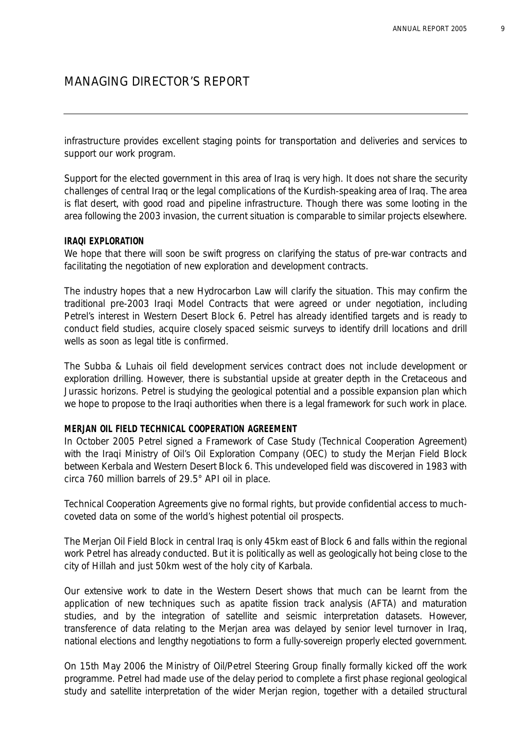# MANAGING DIRECTOR'S REPORT

infrastructure provides excellent staging points for transportation and deliveries and services to support our work program.

Support for the elected government in this area of Iraq is very high. It does not share the security challenges of central Iraq or the legal complications of the Kurdish-speaking area of Iraq. The area is flat desert, with good road and pipeline infrastructure. Though there was some looting in the area following the 2003 invasion, the current situation is comparable to similar projects elsewhere.

**IRAQI EXPLORATION**

We hope that there will soon be swift progress on clarifying the status of pre-war contracts and facilitating the negotiation of new exploration and development contracts.

The industry hopes that a new Hydrocarbon Law will clarify the situation. This may confirm the traditional pre-2003 Iraqi Model Contracts that were agreed or under negotiation, including Petrel's interest in Western Desert Block 6. Petrel has already identified targets and is ready to conduct field studies, acquire closely spaced seismic surveys to identify drill locations and drill wells as soon as legal title is confirmed.

The Subba & Luhais oil field development services contract does not include development or exploration drilling. However, there is substantial upside at greater depth in the Cretaceous and Jurassic horizons. Petrel is studying the geological potential and a possible expansion plan which we hope to propose to the Iraqi authorities when there is a legal framework for such work in place.

**MERJAN OIL FIELD TECHNICAL COOPERATION AGREEMENT**

In October 2005 Petrel signed a Framework of Case Study (Technical Cooperation Agreement) with the Iraqi Ministry of Oil's Oil Exploration Company (OEC) to study the Merjan Field Block between Kerbala and Western Desert Block 6. This undeveloped field was discovered in 1983 with circa 760 million barrels of 29.5° API oil in place.

Technical Cooperation Agreements give no formal rights, but provide confidential access to much-coveted data on some of the world's highest potential oil prospects.

The Merjan Oil Field Block in central Iraq is only 45km east of Block 6 and falls within the regional work Petrel has already conducted. But it is politically as well as geologically hot being close to the city of Hillah and just 50km west of the holy city of Karbala.

Our extensive work to date in the Western Desert shows that much can be learnt from the application of new techniques such as apatite fission track analysis (AFTA) and maturation studies, and by the integration of satellite and seismic interpretation datasets. However, transference of data relating to the Merjan area was delayed by senior level turnover in Iraq, national elections and lengthy negotiations to form a fully-sovereign properly elected government.

On 15th May 2006 the Ministry of Oil/Petrel Steering Group finally formally kicked off the work programme. Petrel had made use of the delay period to complete a first phase regional geological study and satellite interpretation of the wider Merjan region, together with a detailed structural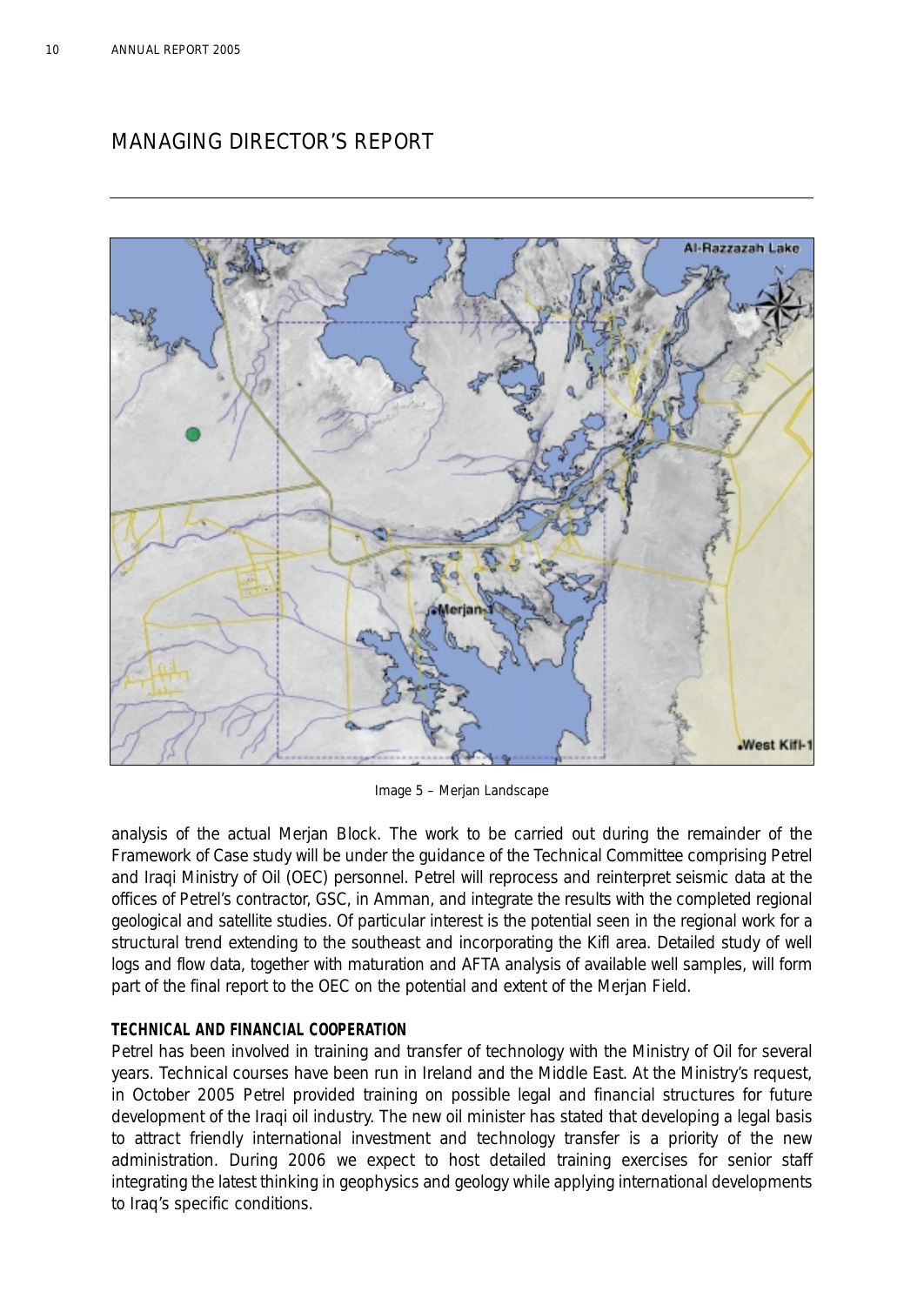## MANAGING DIRECTOR'S REPORT

Image 5 – Merjan Landscape

analysis of the actual Merjan Block. The work to be carried out during the remainder of the Framework of Case study will be under the guidance of the Technical Committee comprising Petrel and Iraqi Ministry of Oil (OEC) personnel. Petrel will reprocess and reinterpret seismic data at the offices of Petrel's contractor, GSC, in Amman, and integrate the results with the completed regional geological and satellite studies. Of particular interest is the potential seen in the regional work for a structural trend extending to the southeast and incorporating the Kifl area. Detailed study of well logs and flow data, together with maturation and AFTA analysis of available well samples, will form part of the final report to the OEC on the potential and extent of the Merjan Field.

**TECHNICAL AND FINANCIAL COOPERATION**

Petrel has been involved in training and transfer of technology with the Ministry of Oil for several years. Technical courses have been run in Ireland and the Middle East. At the Ministry's request, in October 2005 Petrel provided training on possible legal and financial structures for future development of the Iraqi oil industry. The new oil minister has stated that developing a legal basis to attract friendly international investment and technology transfer is a priority of the new administration. During 2006 we expect to host detailed training exercises for senior staff integrating the latest thinking in geophysics and geology while applying international developments to Iraq's specific conditions.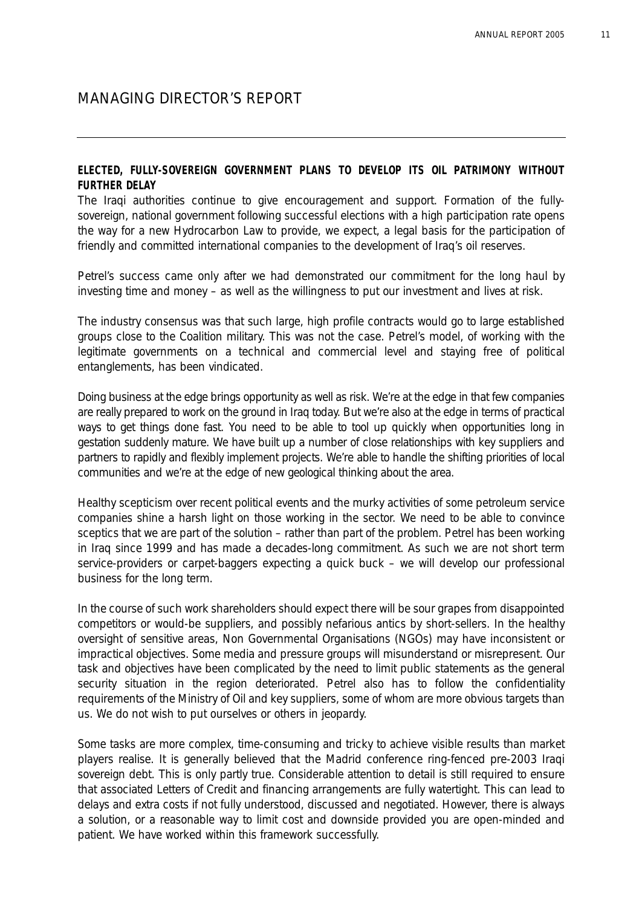# MANAGING DIRECTOR'S REPORT

**ELECTED, FULLY-SOVEREIGN GOVERNMENT PLANS TO DEVELOP ITS OIL PATRIMONY WITHOUT FURTHER DELAY**

The Iraqi authorities continue to give encouragement and support. Formation of the fully-sovereign, national government following successful elections with a high participation rate opens the way for a new Hydrocarbon Law to provide, we expect, a legal basis for the participation of friendly and committed international companies to the development of Iraq's oil reserves.

Petrel's success came only after we had demonstrated our commitment for the long haul by investing time and money – as well as the willingness to put our investment and lives at risk.

The industry consensus was that such large, high profile contracts would go to large established groups close to the Coalition military. This was not the case. Petrel's model, of working with the legitimate governments on a technical and commercial level and staying free of political entanglements, has been vindicated.

Doing business at the edge brings opportunity as well as risk. We're at the edge in that few companies are really prepared to work on the ground in Iraq today. But we're also at the edge in terms of practical ways to get things done fast. You need to be able to tool up quickly when opportunities long in gestation suddenly mature. We have built up a number of close relationships with key suppliers and partners to rapidly and flexibly implement projects. We're able to handle the shifting priorities of local communities and we're at the edge of new geological thinking about the area.

Healthy scepticism over recent political events and the murky activities of some petroleum service companies shine a harsh light on those working in the sector. We need to be able to convince sceptics that we are part of the solution – rather than part of the problem. Petrel has been working in Iraq since 1999 and has made a decades-long commitment. As such we are not short term service-providers or carpet-baggers expecting a quick buck – we will develop our professional business for the long term.

In the course of such work shareholders should expect there will be sour grapes from disappointed competitors or would-be suppliers, and possibly nefarious antics by short-sellers. In the healthy oversight of sensitive areas, Non Governmental Organisations (NGOs) may have inconsistent or impractical objectives. Some media and pressure groups will misunderstand or misrepresent. Our task and objectives have been complicated by the need to limit public statements as the general security situation in the region deteriorated. Petrel also has to follow the confidentiality requirements of the Ministry of Oil and key suppliers, some of whom are more obvious targets than us. We do not wish to put ourselves or others in jeopardy.

Some tasks are more complex, time-consuming and tricky to achieve visible results than market players realise. It is generally believed that the Madrid conference ring-fenced pre-2003 Iraqi sovereign debt. This is only partly true. Considerable attention to detail is still required to ensure that associated Letters of Credit and financing arrangements are fully watertight. This can lead to delays and extra costs if not fully understood, discussed and negotiated. However, there is always a solution, or a reasonable way to limit cost and downside provided you are open-minded and patient. We have worked within this framework successfully.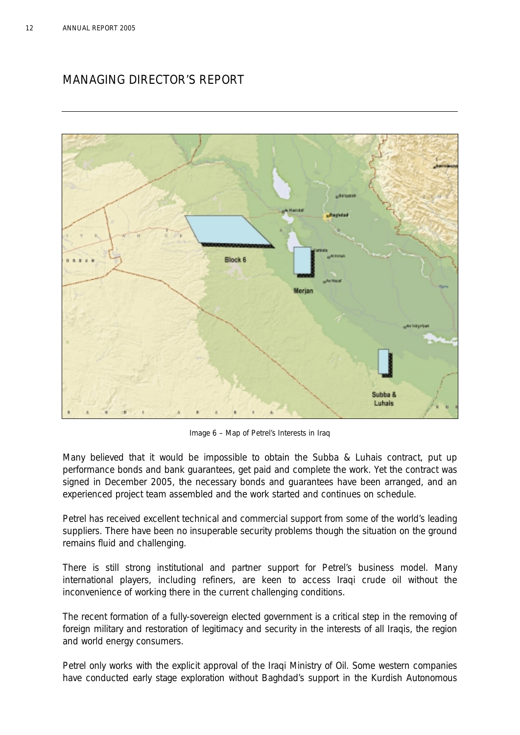## MANAGING DIRECTOR'S REPORT

Image 6 – Map of Petrel's Interests in Iraq

Many believed that it would be impossible to obtain the Subba & Luhais contract, put up performance bonds and bank guarantees, get paid and complete the work. Yet the contract was signed in December 2005, the necessary bonds and guarantees have been arranged, and an experienced project team assembled and the work started and continues on schedule.

Petrel has received excellent technical and commercial support from some of the world's leading suppliers. There have been no insuperable security problems though the situation on the ground remains fluid and challenging.

There is still strong institutional and partner support for Petrel's business model. Many international players, including refiners, are keen to access Iraqi crude oil without the inconvenience of working there in the current challenging conditions.

The recent formation of a fully-sovereign elected government is a critical step in the removing of foreign military and restoration of legitimacy and security in the interests of all Iraqis, the region and world energy consumers.

Petrel only works with the explicit approval of the Iraqi Ministry of Oil. Some western companies have conducted early stage exploration without Baghdad's support in the Kurdish Autonomous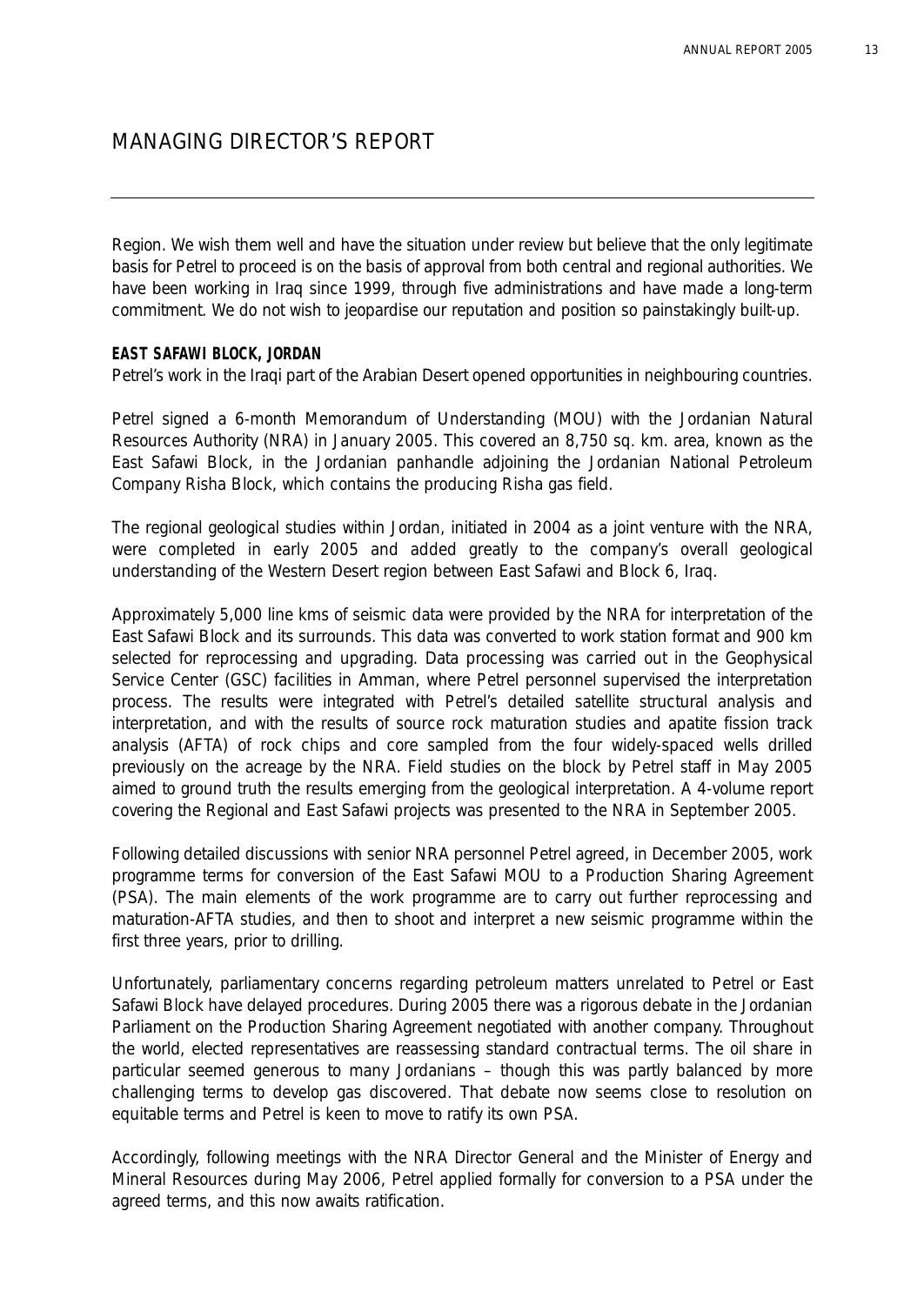# MANAGING DIRECTOR'S REPORT

Region. We wish them well and have the situation under review but believe that the only legitimate basis for Petrel to proceed is on the basis of approval from both central and regional authorities. We have been working in Iraq since 1999, through five administrations and have made a long-term commitment. We do not wish to jeopardise our reputation and position so painstakingly built-up.

***EAST SAFAWI BLOCK, JORDAN***

Petrel's work in the Iraqi part of the Arabian Desert opened opportunities in neighbouring countries.

Petrel signed a 6-month Memorandum of Understanding (MOU) with the Jordanian Natural Resources Authority (NRA) in January 2005. This covered an 8,750 sq. km. area, known as the East Safawi Block, in the Jordanian panhandle adjoining the Jordanian National Petroleum Company Risha Block, which contains the producing Risha gas field.

The regional geological studies within Jordan, initiated in 2004 as a joint venture with the NRA, were completed in early 2005 and added greatly to the company's overall geological understanding of the Western Desert region between East Safawi and Block 6, Iraq.

Approximately 5,000 line kms of seismic data were provided by the NRA for interpretation of the East Safawi Block and its surrounds. This data was converted to work station format and 900 km selected for reprocessing and upgrading. Data processing was carried out in the Geophysical Service Center (GSC) facilities in Amman, where Petrel personnel supervised the interpretation process. The results were integrated with Petrel's detailed satellite structural analysis and interpretation, and with the results of source rock maturation studies and apatite fission track analysis (AFTA) of rock chips and core sampled from the four widely-spaced wells drilled previously on the acreage by the NRA. Field studies on the block by Petrel staff in May 2005 aimed to ground truth the results emerging from the geological interpretation. A 4-volume report covering the Regional and East Safawi projects was presented to the NRA in September 2005.

Following detailed discussions with senior NRA personnel Petrel agreed, in December 2005, work programme terms for conversion of the East Safawi MOU to a Production Sharing Agreement (PSA). The main elements of the work programme are to carry out further reprocessing and maturation-AFTA studies, and then to shoot and interpret a new seismic programme within the first three years, prior to drilling.

Unfortunately, parliamentary concerns regarding petroleum matters unrelated to Petrel or East Safawi Block have delayed procedures. During 2005 there was a rigorous debate in the Jordanian Parliament on the Production Sharing Agreement negotiated with another company. Throughout the world, elected representatives are reassessing standard contractual terms. The oil share in particular seemed generous to many Jordanians – though this was partly balanced by more challenging terms to develop gas discovered. That debate now seems close to resolution on equitable terms and Petrel is keen to move to ratify its own PSA.

Accordingly, following meetings with the NRA Director General and the Minister of Energy and Mineral Resources during May 2006, Petrel applied formally for conversion to a PSA under the agreed terms, and this now awaits ratification.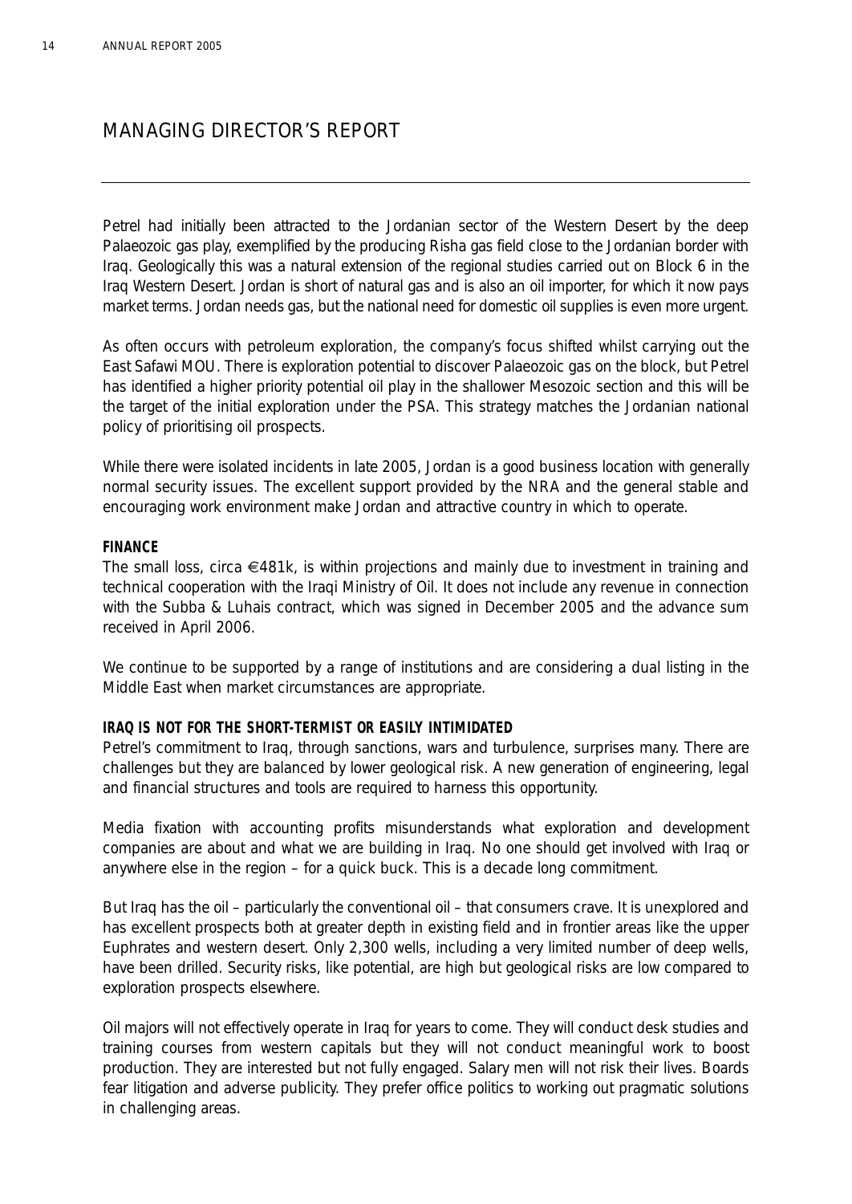# MANAGING DIRECTOR'S REPORT

Petrel had initially been attracted to the Jordanian sector of the Western Desert by the deep Palaeozoic gas play, exemplified by the producing Risha gas field close to the Jordanian border with Iraq. Geologically this was a natural extension of the regional studies carried out on Block 6 in the Iraq Western Desert. Jordan is short of natural gas and is also an oil importer, for which it now pays market terms. Jordan needs gas, but the national need for domestic oil supplies is even more urgent.

As often occurs with petroleum exploration, the company's focus shifted whilst carrying out the East Safawi MOU. There is exploration potential to discover Palaeozoic gas on the block, but Petrel has identified a higher priority potential oil play in the shallower Mesozoic section and this will be the target of the initial exploration under the PSA. This strategy matches the Jordanian national policy of prioritising oil prospects.

While there were isolated incidents in late 2005, Jordan is a good business location with generally normal security issues. The excellent support provided by the NRA and the general stable and encouraging work environment make Jordan and attractive country in which to operate.

**FINANCE**

The small loss, circa €481k, is within projections and mainly due to investment in training and technical cooperation with the Iraqi Ministry of Oil. It does not include any revenue in connection with the Subba & Luhais contract, which was signed in December 2005 and the advance sum received in April 2006.

We continue to be supported by a range of institutions and are considering a dual listing in the Middle East when market circumstances are appropriate.

**IRAQ IS NOT FOR THE SHORT-TERMIST OR EASILY INTIMIDATED**

Petrel's commitment to Iraq, through sanctions, wars and turbulence, surprises many. There are challenges but they are balanced by lower geological risk. A new generation of engineering, legal and financial structures and tools are required to harness this opportunity.

Media fixation with accounting profits misunderstands what exploration and development companies are about and what we are building in Iraq. No one should get involved with Iraq or anywhere else in the region – for a quick buck. This is a decade long commitment.

But Iraq has the oil – particularly the conventional oil – that consumers crave. It is unexplored and has excellent prospects both at greater depth in existing field and in frontier areas like the upper Euphrates and western desert. Only 2,300 wells, including a very limited number of deep wells, have been drilled. Security risks, like potential, are high but geological risks are low compared to exploration prospects elsewhere.

Oil majors will not effectively operate in Iraq for years to come. They will conduct desk studies and training courses from western capitals but they will not conduct meaningful work to boost production. They are interested but not fully engaged. Salary men will not risk their lives. Boards fear litigation and adverse publicity. They prefer office politics to working out pragmatic solutions in challenging areas.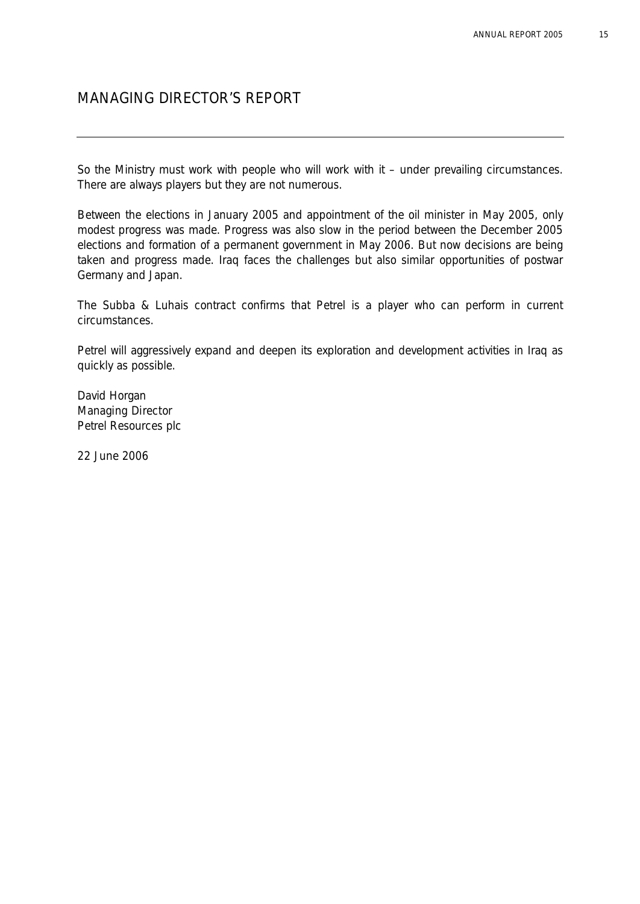# MANAGING DIRECTOR'S REPORT

So the Ministry must work with people who will work with it – under prevailing circumstances. There are always players but they are not numerous.

Between the elections in January 2005 and appointment of the oil minister in May 2005, only modest progress was made. Progress was also slow in the period between the December 2005 elections and formation of a permanent government in May 2006. But now decisions are being taken and progress made. Iraq faces the challenges but also similar opportunities of postwar Germany and Japan.

The Subba & Luhais contract confirms that Petrel is a player who can perform in current circumstances.

Petrel will aggressively expand and deepen its exploration and development activities in Iraq as quickly as possible.

David Horgan
Managing Director
Petrel Resources plc

22 June 2006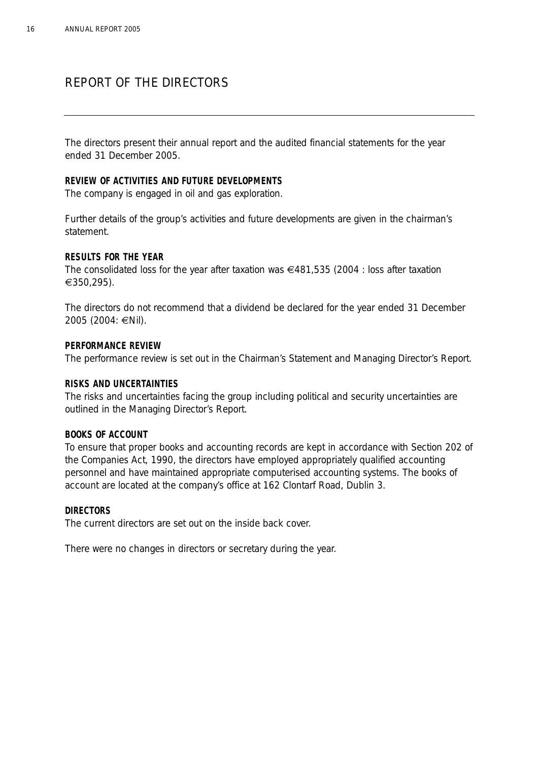# REPORT OF THE DIRECTORS

The directors present their annual report and the audited financial statements for the year ended 31 December 2005.

**REVIEW OF ACTIVITIES AND FUTURE DEVELOPMENTS**

The company is engaged in oil and gas exploration.

Further details of the group's activities and future developments are given in the chairman's statement.

**RESULTS FOR THE YEAR**

The consolidated loss for the year after taxation was €481,535 (2004 : loss after taxation €350,295).

The directors do not recommend that a dividend be declared for the year ended 31 December 2005 (2004: €Nil).

**PERFORMANCE REVIEW**

The performance review is set out in the Chairman's Statement and Managing Director's Report.

**RISKS AND UNCERTAINTIES**

The risks and uncertainties facing the group including political and security uncertainties are outlined in the Managing Director's Report.

**BOOKS OF ACCOUNT**

To ensure that proper books and accounting records are kept in accordance with Section 202 of the Companies Act, 1990, the directors have employed appropriately qualified accounting personnel and have maintained appropriate computerised accounting systems. The books of account are located at the company's office at 162 Clontarf Road, Dublin 3.

**DIRECTORS**

The current directors are set out on the inside back cover.

There were no changes in directors or secretary during the year.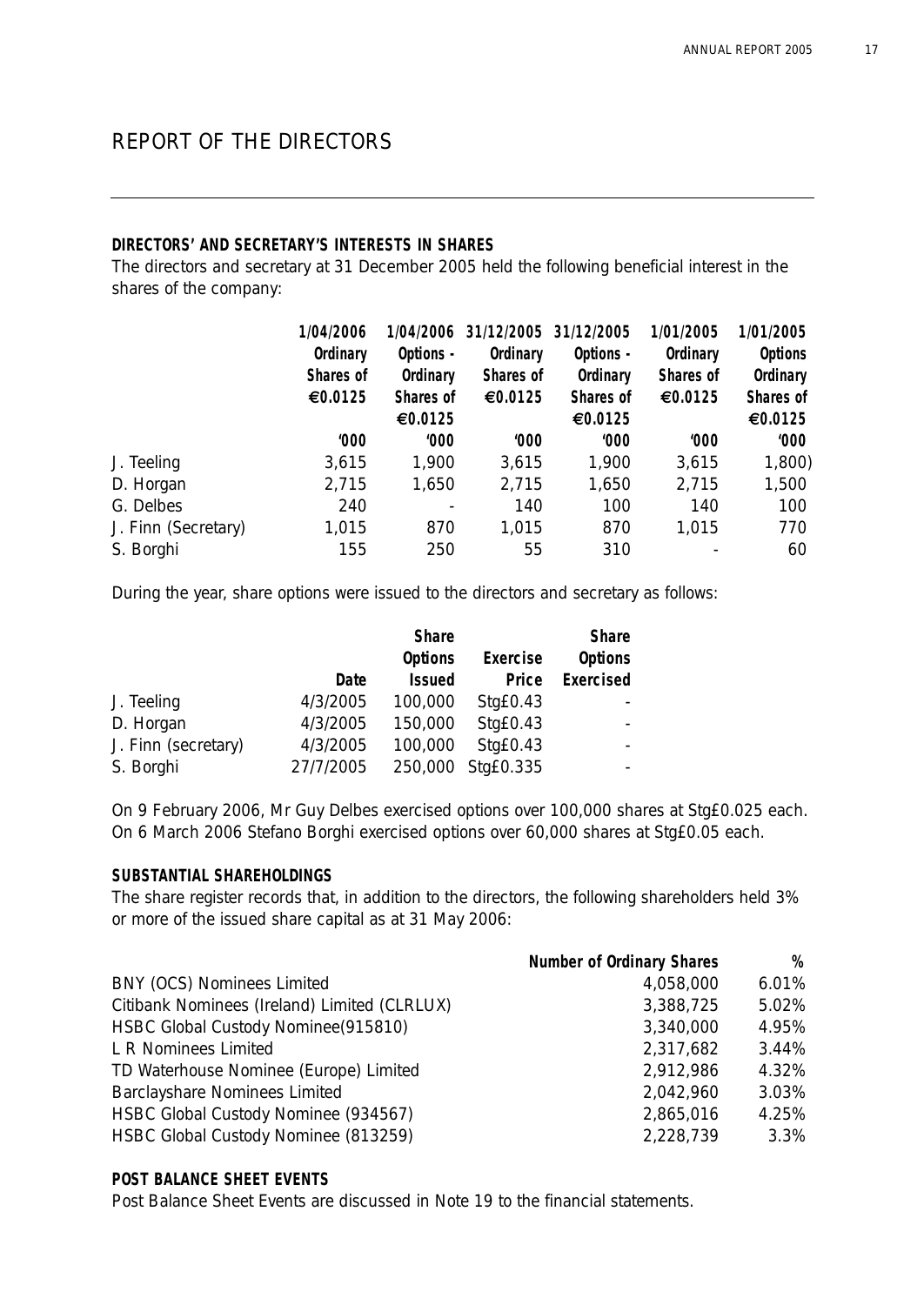# REPORT OF THE DIRECTORS

**DIRECTORS' AND SECRETARY'S INTERESTS IN SHARES**

The directors and secretary at 31 December 2005 held the following beneficial interest in the shares of the company:

| | **1/04/2006 Ordinary Shares of €0.0125** | **1/04/2006 Options - Ordinary Shares of €0.0125** | **31/12/2005 Ordinary Shares of €0.0125** | **31/12/2005 Options - Ordinary Shares of €0.0125** | **1/01/2005 Ordinary Shares of €0.0125** | **1/01/2005 Options Ordinary €0.0125** |
|---|---|---|---|---|---|---|
| | **'000** | **'000** | **'000** | **'000** | **'000** | **'000** |
| J. Teeling | 3,615 | 1,900 | 3,615 | 1,900 | 3,615 | 1,800) |
| D. Horgan | 2,715 | 1,650 | 2,715 | 1,650 | 2,715 | 1,500 |
| G. Delbes | 240 | - | 140 | 100 | 140 | 100 |
| J. Finn (Secretary) | 1,015 | 870 | 1,015 | 870 | 1,015 | 770 |
| S. Borghi | 155 | 250 | 55 | 310 | - | 60 |

During the year, share options were issued to the directors and secretary as follows:

| | **Date** | **Share Options Issued** | **Exercise Price** | **Share Options Exercised** |
|---|---|---|---|---|
| J. Teeling | 4/3/2005 | 100,000 | Stg£0.43 | - |
| D. Horgan | 4/3/2005 | 150,000 | Stg£0.43 | - |
| J. Finn (secretary) | 4/3/2005 | 100,000 | Stg£0.43 | - |
| S. Borghi | 27/7/2005 | 250,000 | Stg£0.335 | - |

On 9 February 2006, Mr Guy Delbes exercised options over 100,000 shares at Stg£0.025 each. On 6 March 2006 Stefano Borghi exercised options over 60,000 shares at Stg£0.05 each.

**SUBSTANTIAL SHAREHOLDINGS**

The share register records that, in addition to the directors, the following shareholders held 3% or more of the issued share capital as at 31 May 2006:

| | **Number of Ordinary Shares** | **%** |
|---|---|---|
| BNY (OCS) Nominees Limited | 4,058,000 | 6.01% |
| Citibank Nominees (Ireland) Limited (CLRLUX) | 3,388,725 | 5.02% |
| HSBC Global Custody Nominee(915810) | 3,340,000 | 4.95% |
| L R Nominees Limited | 2,317,682 | 3.44% |
| TD Waterhouse Nominee (Europe) Limited | 2,912,986 | 4.32% |
| Barclayshare Nominees Limited | 2,042,960 | 3.03% |
| HSBC Global Custody Nominee (934567) | 2,865,016 | 4.25% |
| HSBC Global Custody Nominee (813259) | 2,228,739 | 3.3% |

**POST BALANCE SHEET EVENTS**

Post Balance Sheet Events are discussed in Note 19 to the financial statements.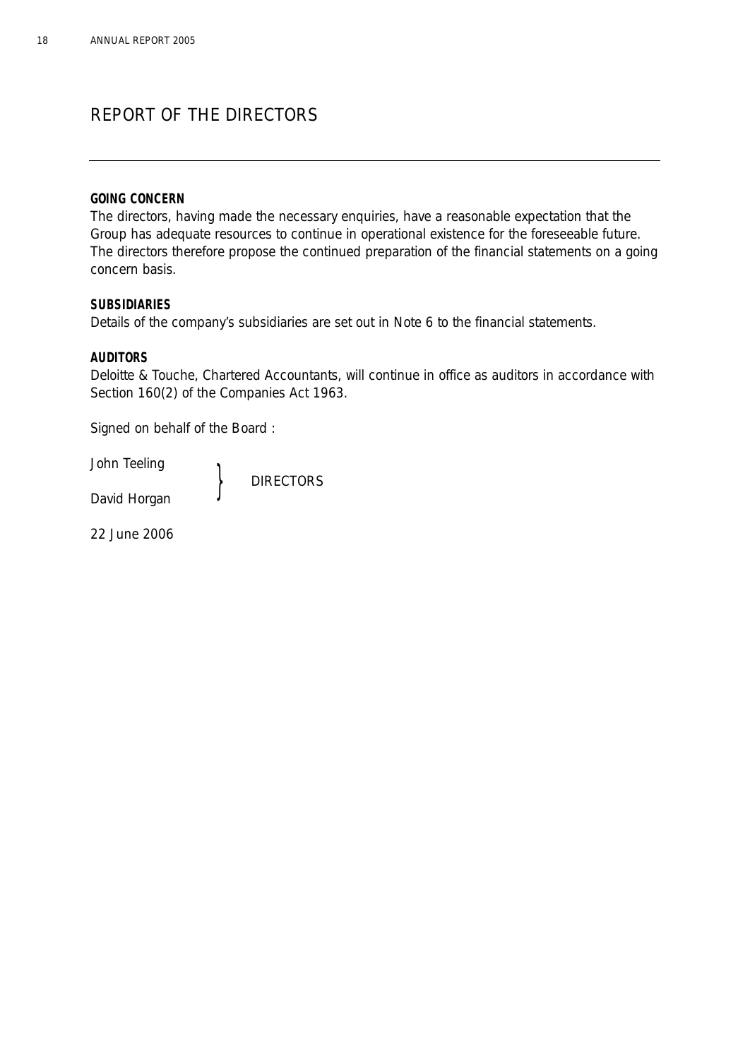# REPORT OF THE DIRECTORS

**GOING CONCERN**

The directors, having made the necessary enquiries, have a reasonable expectation that the Group has adequate resources to continue in operational existence for the foreseeable future. The directors therefore propose the continued preparation of the financial statements on a going concern basis.

**SUBSIDIARIES**

Details of the company's subsidiaries are set out in Note 6 to the financial statements.

**AUDITORS**

Deloitte & Touche, Chartered Accountants, will continue in office as auditors in accordance with Section 160(2) of the Companies Act 1963.

Signed on behalf of the Board :

John Teeling
David Horgan } DIRECTORS

22 June 2006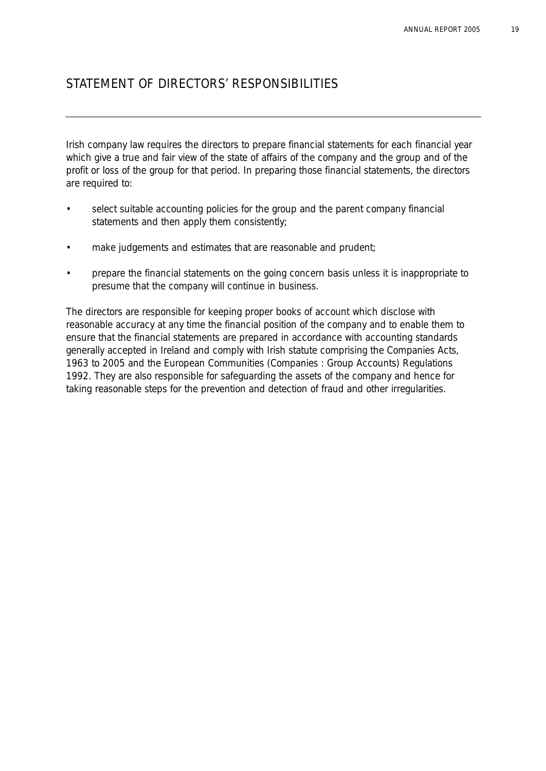# STATEMENT OF DIRECTORS' RESPONSIBILITIES

Irish company law requires the directors to prepare financial statements for each financial year which give a true and fair view of the state of affairs of the company and the group and of the profit or loss of the group for that period. In preparing those financial statements, the directors are required to:

- select suitable accounting policies for the group and the parent company financial statements and then apply them consistently;
- make judgements and estimates that are reasonable and prudent;
- prepare the financial statements on the going concern basis unless it is inappropriate to presume that the company will continue in business.

The directors are responsible for keeping proper books of account which disclose with reasonable accuracy at any time the financial position of the company and to enable them to ensure that the financial statements are prepared in accordance with accounting standards generally accepted in Ireland and comply with Irish statute comprising the Companies Acts, 1963 to 2005 and the European Communities (Companies : Group Accounts) Regulations 1992. They are also responsible for safeguarding the assets of the company and hence for taking reasonable steps for the prevention and detection of fraud and other irregularities.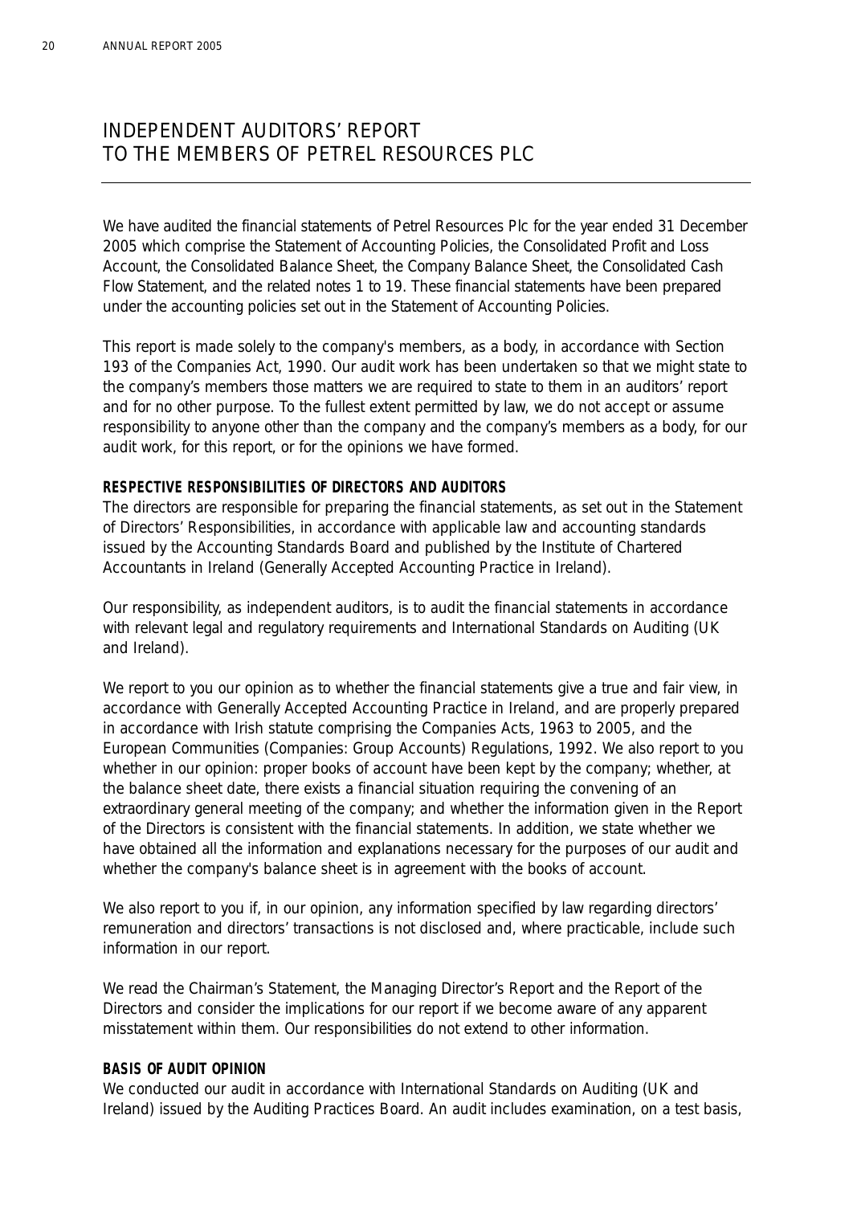# INDEPENDENT AUDITORS' REPORT TO THE MEMBERS OF PETREL RESOURCES PLC

We have audited the financial statements of Petrel Resources Plc for the year ended 31 December 2005 which comprise the Statement of Accounting Policies, the Consolidated Profit and Loss Account, the Consolidated Balance Sheet, the Company Balance Sheet, the Consolidated Cash Flow Statement, and the related notes 1 to 19. These financial statements have been prepared under the accounting policies set out in the Statement of Accounting Policies.

This report is made solely to the company's members, as a body, in accordance with Section 193 of the Companies Act, 1990. Our audit work has been undertaken so that we might state to the company's members those matters we are required to state to them in an auditors' report and for no other purpose. To the fullest extent permitted by law, we do not accept or assume responsibility to anyone other than the company and the company's members as a body, for our audit work, for this report, or for the opinions we have formed.

**RESPECTIVE RESPONSIBILITIES OF DIRECTORS AND AUDITORS**

The directors are responsible for preparing the financial statements, as set out in the Statement of Directors' Responsibilities, in accordance with applicable law and accounting standards issued by the Accounting Standards Board and published by the Institute of Chartered Accountants in Ireland (Generally Accepted Accounting Practice in Ireland).

Our responsibility, as independent auditors, is to audit the financial statements in accordance with relevant legal and regulatory requirements and International Standards on Auditing (UK and Ireland).

We report to you our opinion as to whether the financial statements give a true and fair view, in accordance with Generally Accepted Accounting Practice in Ireland, and are properly prepared in accordance with Irish statute comprising the Companies Acts, 1963 to 2005, and the European Communities (Companies: Group Accounts) Regulations, 1992. We also report to you whether in our opinion: proper books of account have been kept by the company; whether, at the balance sheet date, there exists a financial situation requiring the convening of an extraordinary general meeting of the company; and whether the information given in the Report of the Directors is consistent with the financial statements. In addition, we state whether we have obtained all the information and explanations necessary for the purposes of our audit and whether the company's balance sheet is in agreement with the books of account.

We also report to you if, in our opinion, any information specified by law regarding directors' remuneration and directors' transactions is not disclosed and, where practicable, include such information in our report.

We read the Chairman's Statement, the Managing Director's Report and the Report of the Directors and consider the implications for our report if we become aware of any apparent misstatement within them. Our responsibilities do not extend to other information.

**BASIS OF AUDIT OPINION**

We conducted our audit in accordance with International Standards on Auditing (UK and Ireland) issued by the Auditing Practices Board. An audit includes examination, on a test basis,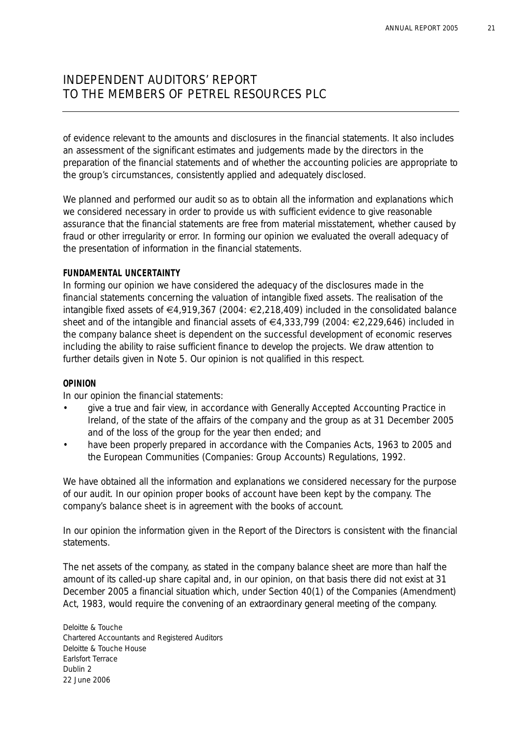# INDEPENDENT AUDITORS' REPORT TO THE MEMBERS OF PETREL RESOURCES PLC

of evidence relevant to the amounts and disclosures in the financial statements. It also includes an assessment of the significant estimates and judgements made by the directors in the preparation of the financial statements and of whether the accounting policies are appropriate to the group's circumstances, consistently applied and adequately disclosed.

We planned and performed our audit so as to obtain all the information and explanations which we considered necessary in order to provide us with sufficient evidence to give reasonable assurance that the financial statements are free from material misstatement, whether caused by fraud or other irregularity or error. In forming our opinion we evaluated the overall adequacy of the presentation of information in the financial statements.

**FUNDAMENTAL UNCERTAINTY**

In forming our opinion we have considered the adequacy of the disclosures made in the financial statements concerning the valuation of intangible fixed assets. The realisation of the intangible fixed assets of €4,919,367 (2004: €2,218,409) included in the consolidated balance sheet and of the intangible and financial assets of €4,333,799 (2004: €2,229,646) included in the company balance sheet is dependent on the successful development of economic reserves including the ability to raise sufficient finance to develop the projects. We draw attention to further details given in Note 5. Our opinion is not qualified in this respect.

**OPINION**

In our opinion the financial statements:

- give a true and fair view, in accordance with Generally Accepted Accounting Practice in Ireland, of the state of the affairs of the company and the group as at 31 December 2005 and of the loss of the group for the year then ended; and
- have been properly prepared in accordance with the Companies Acts, 1963 to 2005 and the European Communities (Companies: Group Accounts) Regulations, 1992.

We have obtained all the information and explanations we considered necessary for the purpose of our audit. In our opinion proper books of account have been kept by the company. The company's balance sheet is in agreement with the books of account.

In our opinion the information given in the Report of the Directors is consistent with the financial statements.

The net assets of the company, as stated in the company balance sheet are more than half the amount of its called-up share capital and, in our opinion, on that basis there did not exist at 31 December 2005 a financial situation which, under Section 40(1) of the Companies (Amendment) Act, 1983, would require the convening of an extraordinary general meeting of the company.

Deloitte & Touche
Chartered Accountants and Registered Auditors
Deloitte & Touche House
Earlsfort Terrace
Dublin 2
22 June 2006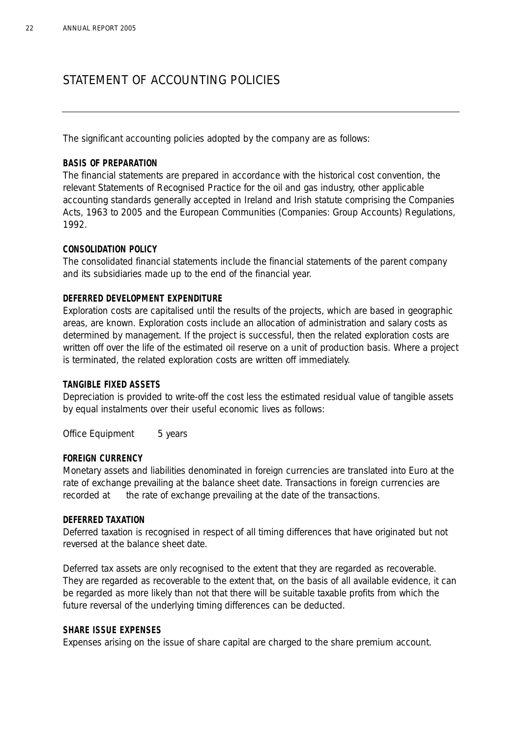# STATEMENT OF ACCOUNTING POLICIES

The significant accounting policies adopted by the company are as follows:

**BASIS OF PREPARATION**

The financial statements are prepared in accordance with the historical cost convention, the relevant Statements of Recognised Practice for the oil and gas industry, other applicable accounting standards generally accepted in Ireland and Irish statute comprising the Companies Acts, 1963 to 2005 and the European Communities (Companies: Group Accounts) Regulations, 1992.

**CONSOLIDATION POLICY**

The consolidated financial statements include the financial statements of the parent company and its subsidiaries made up to the end of the financial year.

**DEFERRED DEVELOPMENT EXPENDITURE**

Exploration costs are capitalised until the results of the projects, which are based in geographic areas, are known. Exploration costs include an allocation of administration and salary costs as determined by management. If the project is successful, then the related exploration costs are written off over the life of the estimated oil reserve on a unit of production basis. Where a project is terminated, the related exploration costs are written off immediately.

**TANGIBLE FIXED ASSETS**

Depreciation is provided to write-off the cost less the estimated residual value of tangible assets by equal instalments over their useful economic lives as follows:

Office Equipment 5 years

**FOREIGN CURRENCY**

Monetary assets and liabilities denominated in foreign currencies are translated into Euro at the rate of exchange prevailing at the balance sheet date. Transactions in foreign currencies are recorded at the rate of exchange prevailing at the date of the transactions.

**DEFERRED TAXATION**

Deferred taxation is recognised in respect of all timing differences that have originated but not reversed at the balance sheet date.

Deferred tax assets are only recognised to the extent that they are regarded as recoverable. They are regarded as recoverable to the extent that, on the basis of all available evidence, it can be regarded as more likely than not that there will be suitable taxable profits from which the future reversal of the underlying timing differences can be deducted.

**SHARE ISSUE EXPENSES**

Expenses arising on the issue of share capital are charged to the share premium account.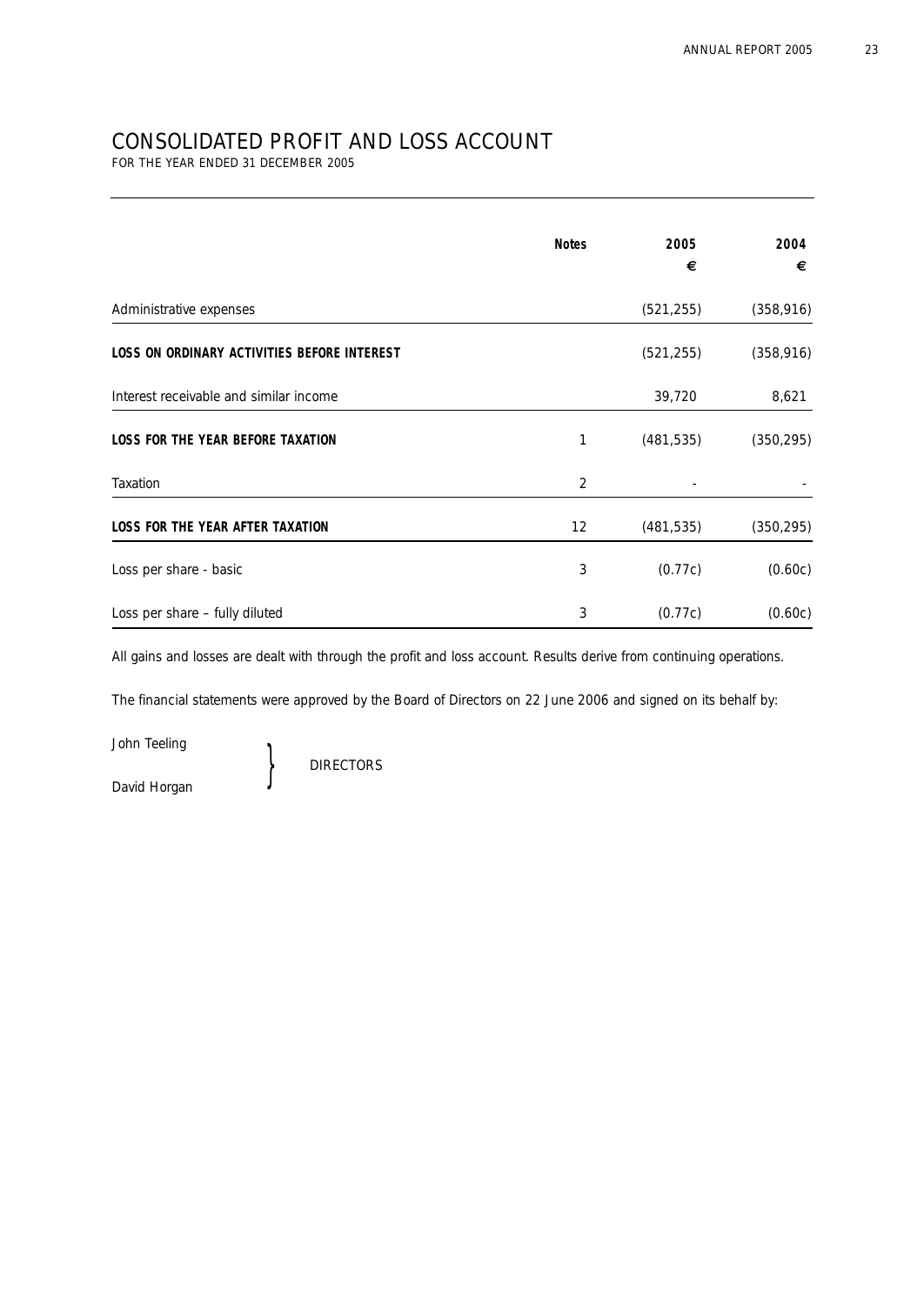# CONSOLIDATED PROFIT AND LOSS ACCOUNT

FOR THE YEAR ENDED 31 DECEMBER 2005

| | Notes | 2005<br>€ | 2004<br>€ |
|---|---|---|---|
| Administrative expenses | | (521,255) | (358,916) |
| **LOSS ON ORDINARY ACTIVITIES BEFORE INTEREST** | | (521,255) | (358,916) |
| Interest receivable and similar income | | 39,720 | 8,621 |
| **LOSS FOR THE YEAR BEFORE TAXATION** | 1 | (481,535) | (350,295) |
| Taxation | 2 | - | - |
| **LOSS FOR THE YEAR AFTER TAXATION** | 12 | (481,535) | (350,295) |
| Loss per share - basic | 3 | (0.77c) | (0.60c) |
| Loss per share – fully diluted | 3 | (0.77c) | (0.60c) |

All gains and losses are dealt with through the profit and loss account. Results derive from continuing operations.

The financial statements were approved by the Board of Directors on 22 June 2006 and signed on its behalf by:

John Teeling
David Horgan

DIRECTORS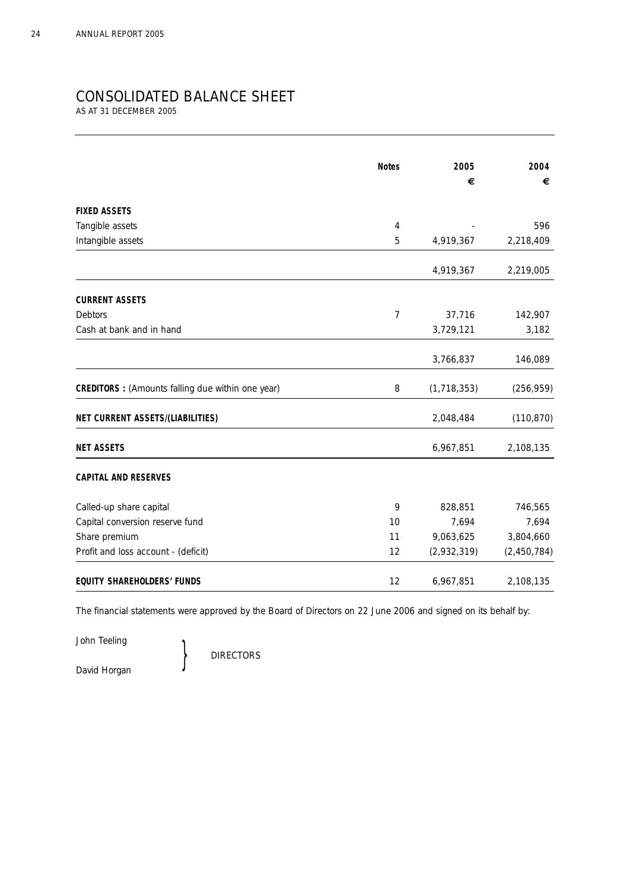# CONSOLIDATED BALANCE SHEET

AS AT 31 DECEMBER 2005

| | Notes | 2005 € | 2004 € |
|---|---|---|---|
| **FIXED ASSETS** | | | |
| Tangible assets | 4 | - | 596 |
| Intangible assets | 5 | 4,919,367 | 2,218,409 |
| | | 4,919,367 | 2,219,005 |
| **CURRENT ASSETS** | | | |
| Debtors | 7 | 37,716 | 142,907 |
| Cash at bank and in hand | | 3,729,121 | 3,182 |
| | | 3,766,837 | 146,089 |
| **CREDITORS :** (Amounts falling due within one year) | 8 | (1,718,353) | (256,959) |
| **NET CURRENT ASSETS/(LIABILITIES)** | | 2,048,484 | (110,870) |
| **NET ASSETS** | | 6,967,851 | 2,108,135 |
| **CAPITAL AND RESERVES** | | | |
| Called-up share capital | 9 | 828,851 | 746,565 |
| Capital conversion reserve fund | 10 | 7,694 | 7,694 |
| Share premium | 11 | 9,063,625 | 3,804,660 |
| Profit and loss account - (deficit) | 12 | (2,932,319) | (2,450,784) |
| **EQUITY SHAREHOLDERS' FUNDS** | 12 | 6,967,851 | 2,108,135 |

The financial statements were approved by the Board of Directors on 22 June 2006 and signed on its behalf by:

John Teeling
David Horgan
} DIRECTORS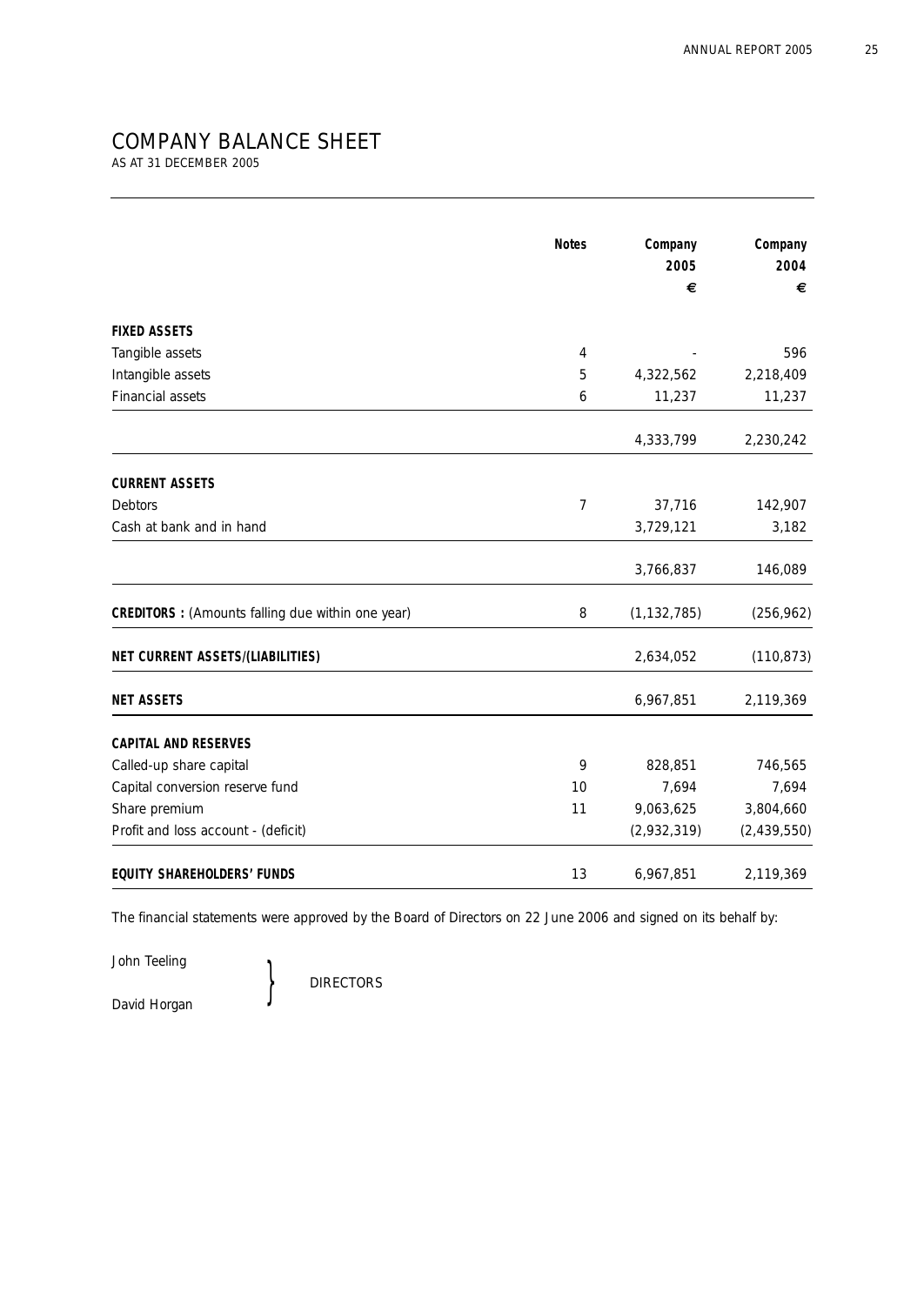# COMPANY BALANCE SHEET

AS AT 31 DECEMBER 2005

| | Notes | Company 2005 € | Company 2004 € |
|---|---|---|---|
| **FIXED ASSETS** | | | |
| Tangible assets | 4 | - | 596 |
| Intangible assets | 5 | 4,322,562 | 2,218,409 |
| Financial assets | 6 | 11,237 | 11,237 |
| | | 4,333,799 | 2,230,242 |
| **CURRENT ASSETS** | | | |
| Debtors | 7 | 37,716 | 142,907 |
| Cash at bank and in hand | | 3,729,121 | 3,182 |
| | | 3,766,837 | 146,089 |
| **CREDITORS :** (Amounts falling due within one year) | 8 | (1,132,785) | (256,962) |
| **NET CURRENT ASSETS/(LIABILITIES)** | | 2,634,052 | (110,873) |
| **NET ASSETS** | | 6,967,851 | 2,119,369 |
| **CAPITAL AND RESERVES** | | | |
| Called-up share capital | 9 | 828,851 | 746,565 |
| Capital conversion reserve fund | 10 | 7,694 | 7,694 |
| Share premium | 11 | 9,063,625 | 3,804,660 |
| Profit and loss account - (deficit) | | (2,932,319) | (2,439,550) |
| **EQUITY SHAREHOLDERS' FUNDS** | 13 | 6,967,851 | 2,119,369 |

The financial statements were approved by the Board of Directors on 22 June 2006 and signed on its behalf by:

John Teeling
David Horgan

} DIRECTORS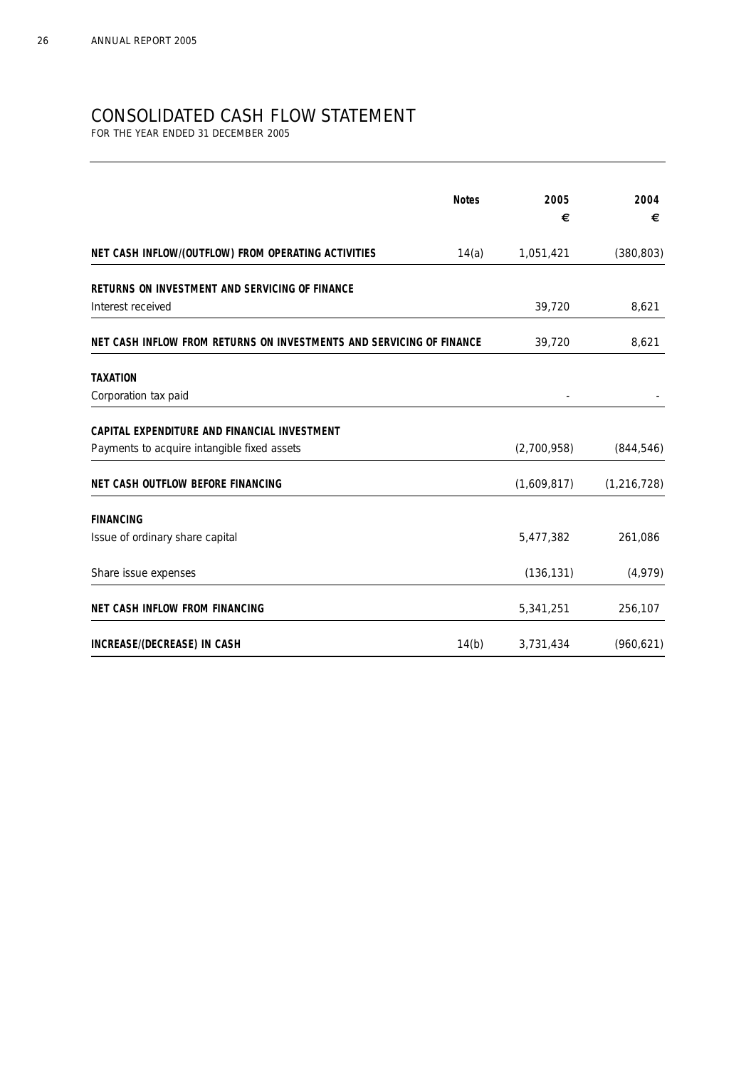# CONSOLIDATED CASH FLOW STATEMENT

FOR THE YEAR ENDED 31 DECEMBER 2005

| | Notes | 2005 € | 2004 € |
|---|---|---|---|
| **NET CASH INFLOW/(OUTFLOW) FROM OPERATING ACTIVITIES** | 14(a) | 1,051,421 | (380,803) |
| **RETURNS ON INVESTMENT AND SERVICING OF FINANCE** | | | |
| Interest received | | 39,720 | 8,621 |
| **NET CASH INFLOW FROM RETURNS ON INVESTMENTS AND SERVICING OF FINANCE** | | 39,720 | 8,621 |
| **TAXATION** | | | |
| Corporation tax paid | | - | - |
| **CAPITAL EXPENDITURE AND FINANCIAL INVESTMENT** | | | |
| Payments to acquire intangible fixed assets | | (2,700,958) | (844,546) |
| **NET CASH OUTFLOW BEFORE FINANCING** | | (1,609,817) | (1,216,728) |
| **FINANCING** | | | |
| Issue of ordinary share capital | | 5,477,382 | 261,086 |
| Share issue expenses | | (136,131) | (4,979) |
| **NET CASH INFLOW FROM FINANCING** | | 5,341,251 | 256,107 |
| **INCREASE/(DECREASE) IN CASH** | 14(b) | 3,731,434 | (960,621) |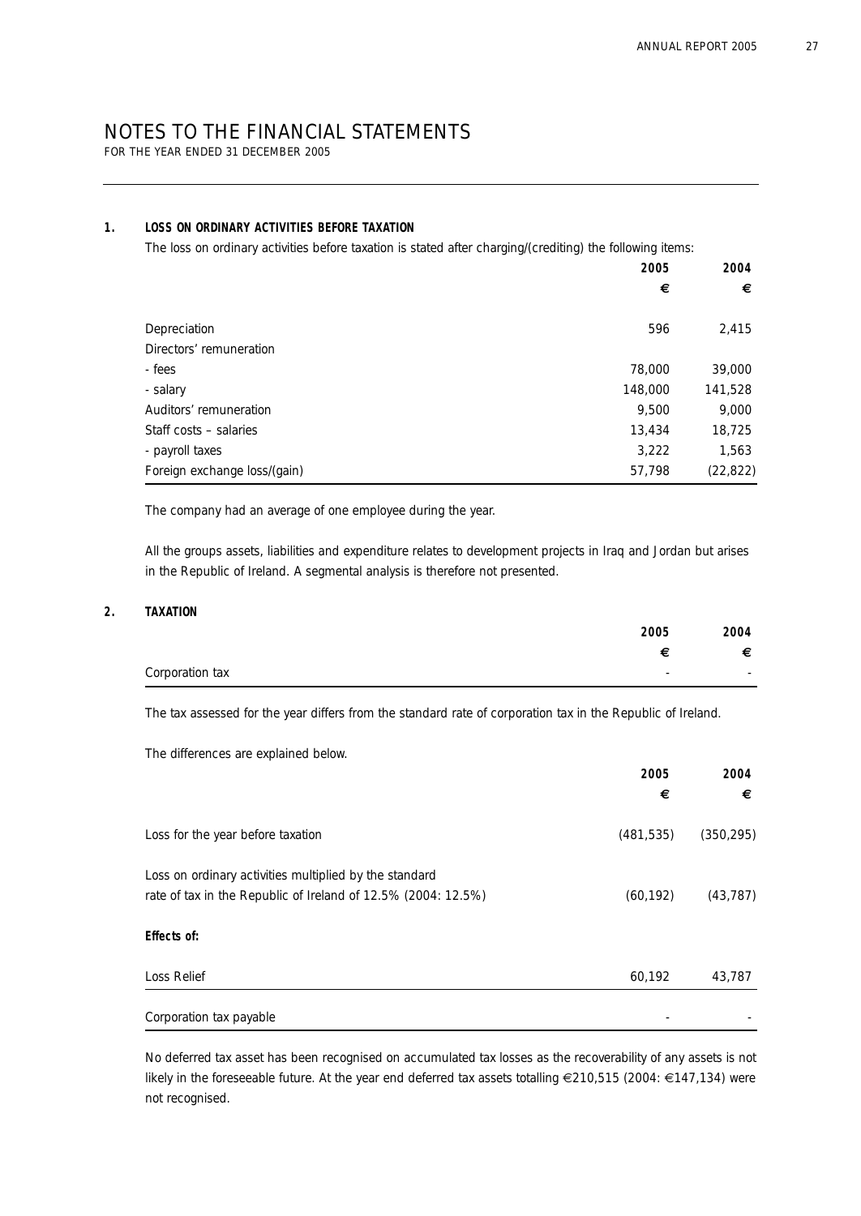# NOTES TO THE FINANCIAL STATEMENTS

FOR THE YEAR ENDED 31 DECEMBER 2005

## 1. LOSS ON ORDINARY ACTIVITIES BEFORE TAXATION

The loss on ordinary activities before taxation is stated after charging/(crediting) the following items:

| | 2005 | 2004 |
|---|---|---|
| | € | € |
| Depreciation | 596 | 2,415 |
| Directors' remuneration | | |
| - fees | 78,000 | 39,000 |
| - salary | 148,000 | 141,528 |
| Auditors' remuneration | 9,500 | 9,000 |
| Staff costs – salaries | 13,434 | 18,725 |
| - payroll taxes | 3,222 | 1,563 |
| Foreign exchange loss/(gain) | 57,798 | (22,822) |

The company had an average of one employee during the year.

All the groups assets, liabilities and expenditure relates to development projects in Iraq and Jordan but arises in the Republic of Ireland. A segmental analysis is therefore not presented.

## 2. TAXATION

| | 2005 | 2004 |
|---|---|---|
| | € | € |
| Corporation tax | - | - |

The tax assessed for the year differs from the standard rate of corporation tax in the Republic of Ireland.

The differences are explained below.

| | 2005 | 2004 |
|---|---|---|
| | € | € |
| Loss for the year before taxation | (481,535) | (350,295) |
| Loss on ordinary activities multiplied by the standard rate of tax in the Republic of Ireland of 12.5% (2004: 12.5%) | (60,192) | (43,787) |
| **Effects of:** | | |
| Loss Relief | 60,192 | 43,787 |
| Corporation tax payable | - | - |

No deferred tax asset has been recognised on accumulated tax losses as the recoverability of any assets is not likely in the foreseeable future. At the year end deferred tax assets totalling €210,515 (2004: €147,134) were not recognised.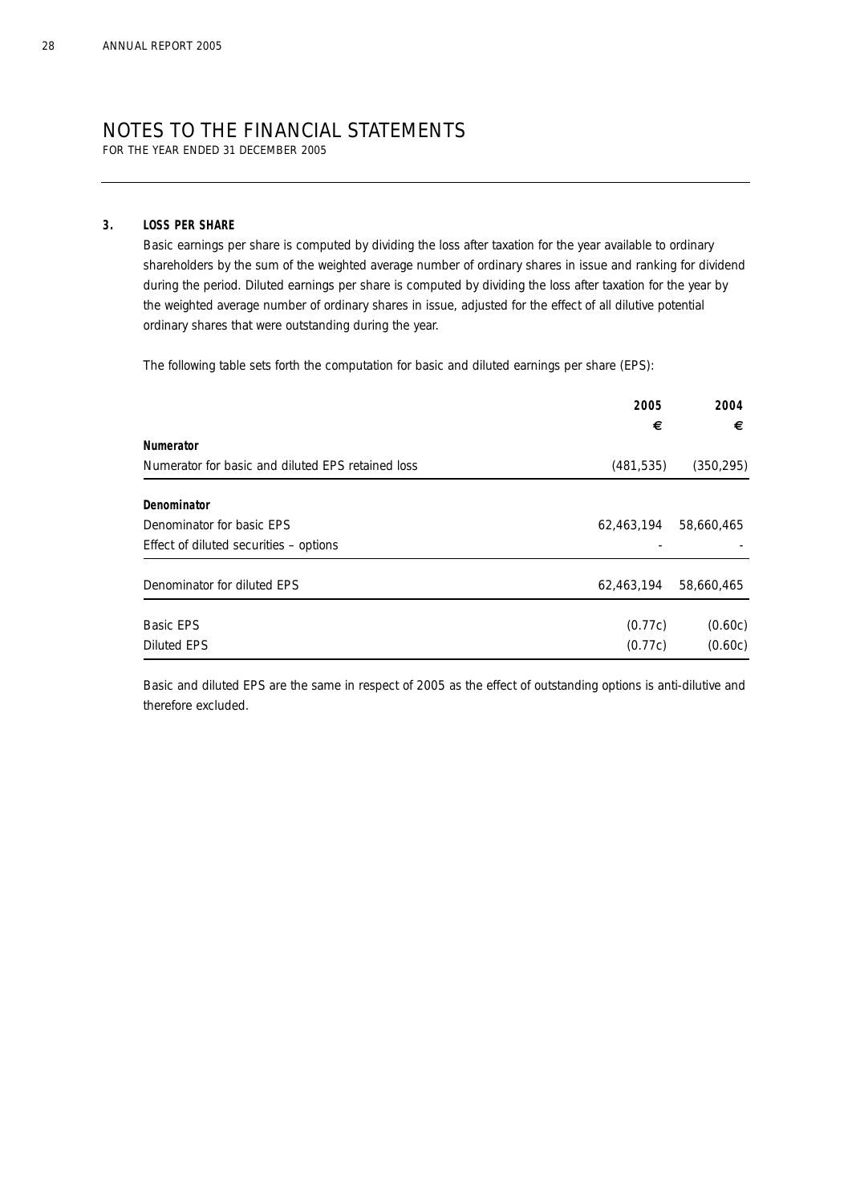# NOTES TO THE FINANCIAL STATEMENTS

FOR THE YEAR ENDED 31 DECEMBER 2005

## 3. LOSS PER SHARE

Basic earnings per share is computed by dividing the loss after taxation for the year available to ordinary shareholders by the sum of the weighted average number of ordinary shares in issue and ranking for dividend during the period. Diluted earnings per share is computed by dividing the loss after taxation for the year by the weighted average number of ordinary shares in issue, adjusted for the effect of all dilutive potential ordinary shares that were outstanding during the year.

The following table sets forth the computation for basic and diluted earnings per share (EPS):

| | 2005 | 2004 |
|---|---|---|
| | € | € |
| **Numerator** | | |
| Numerator for basic and diluted EPS retained loss | (481,535) | (350,295) |
| **Denominator** | | |
| Denominator for basic EPS | 62,463,194 | 58,660,465 |
| Effect of diluted securities – options | - | - |
| Denominator for diluted EPS | 62,463,194 | 58,660,465 |
| Basic EPS | (0.77c) | (0.60c) |
| Diluted EPS | (0.77c) | (0.60c) |

Basic and diluted EPS are the same in respect of 2005 as the effect of outstanding options is anti-dilutive and therefore excluded.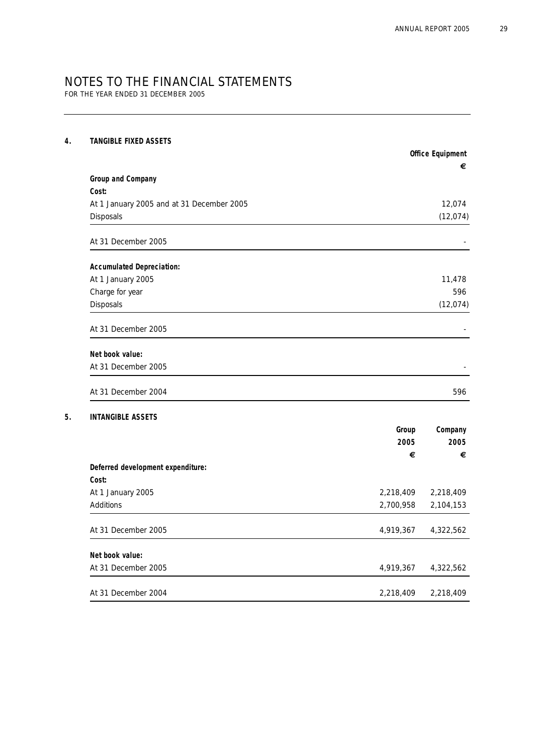# NOTES TO THE FINANCIAL STATEMENTS

FOR THE YEAR ENDED 31 DECEMBER 2005

## 4. TANGIBLE FIXED ASSETS

| | Office Equipment |
|---|---|
| | € |
| **Group and Company** | |
| **Cost:** | |
| At 1 January 2005 and at 31 December 2005 | 12,074 |
| Disposals | (12,074) |
| At 31 December 2005 | - |
| **Accumulated Depreciation:** | |
| At 1 January 2005 | 11,478 |
| Charge for year | 596 |
| Disposals | (12,074) |
| At 31 December 2005 | - |
| **Net book value:** | |
| At 31 December 2005 | - |
| At 31 December 2004 | 596 |

## 5. INTANGIBLE ASSETS

| | Group 2005 | Company 2005 |
|---|---|---|
| | € | € |
| **Deferred development expenditure:** | | |
| **Cost:** | | |
| At 1 January 2005 | 2,218,409 | 2,218,409 |
| Additions | 2,700,958 | 2,104,153 |
| At 31 December 2005 | 4,919,367 | 4,322,562 |
| **Net book value:** | | |
| At 31 December 2005 | 4,919,367 | 4,322,562 |
| At 31 December 2004 | 2,218,409 | 2,218,409 |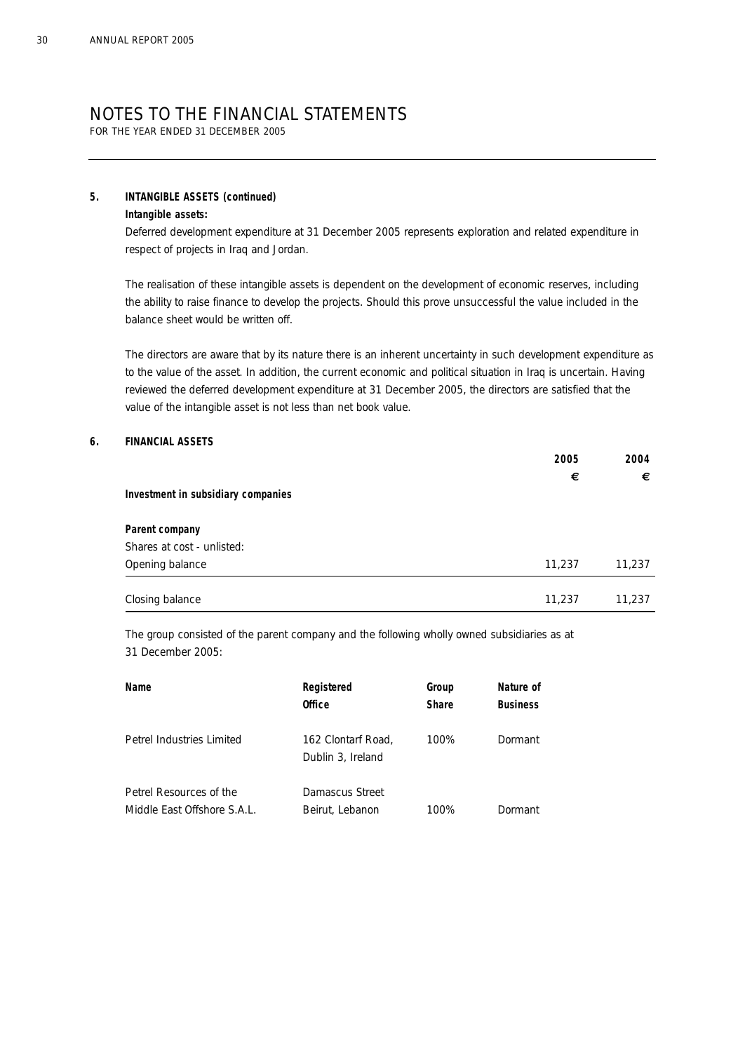# NOTES TO THE FINANCIAL STATEMENTS

FOR THE YEAR ENDED 31 DECEMBER 2005

## 5. INTANGIBLE ASSETS (continued)

***Intangible assets:***

Deferred development expenditure at 31 December 2005 represents exploration and related expenditure in respect of projects in Iraq and Jordan.

The realisation of these intangible assets is dependent on the development of economic reserves, including the ability to raise finance to develop the projects. Should this prove unsuccessful the value included in the balance sheet would be written off.

The directors are aware that by its nature there is an inherent uncertainty in such development expenditure as to the value of the asset. In addition, the current economic and political situation in Iraq is uncertain. Having reviewed the deferred development expenditure at 31 December 2005, the directors are satisfied that the value of the intangible asset is not less than net book value.

## 6. FINANCIAL ASSETS

| | 2005 | 2004 |
|---|---|---|
| | € | € |
| ***Investment in subsidiary companies*** | | |
| ***Parent company*** | | |
| Shares at cost - unlisted: | | |
| Opening balance | 11,237 | 11,237 |
| Closing balance | 11,237 | 11,237 |

The group consisted of the parent company and the following wholly owned subsidiaries as at 31 December 2005:

| Name | Registered Office | Group Share | Nature of Business |
|---|---|---|---|
| Petrel Industries Limited | 162 Clontarf Road, Dublin 3, Ireland | 100% | Dormant |
| Petrel Resources of the Middle East Offshore S.A.L. | Damascus Street Beirut, Lebanon | 100% | Dormant |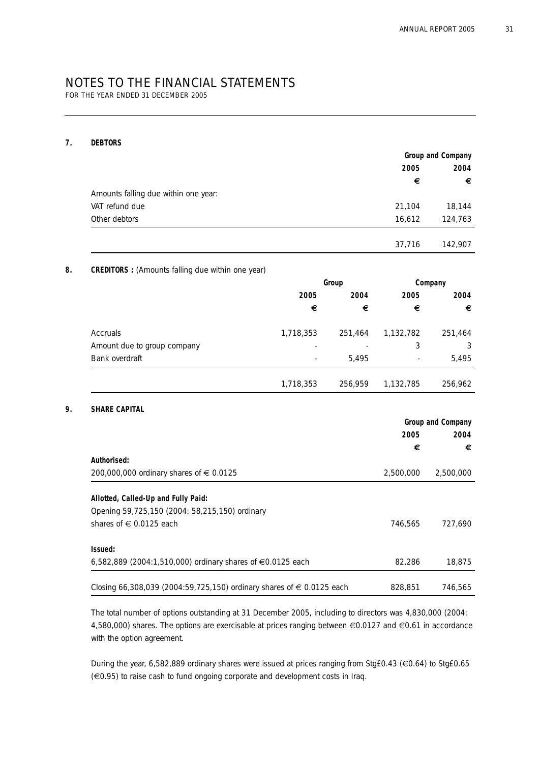# NOTES TO THE FINANCIAL STATEMENTS

FOR THE YEAR ENDED 31 DECEMBER 2005

## 7. DEBTORS

| | Group and Company | |
|---|---|---|
| | **2005** | **2004** |
| | **€** | **€** |
| Amounts falling due within one year: | | |
| VAT refund due | 21,104 | 18,144 |
| Other debtors | 16,612 | 124,763 |
| | 37,716 | 142,907 |

## 8. CREDITORS : (Amounts falling due within one year)

| | Group | | Company | |
|---|---|---|---|---|
| | **2005** | **2004** | **2005** | **2004** |
| | **€** | **€** | **€** | **€** |
| Accruals | 1,718,353 | 251,464 | 1,132,782 | 251,464 |
| Amount due to group company | - | - | 3 | 3 |
| Bank overdraft | - | 5,495 | - | 5,495 |
| | 1,718,353 | 256,959 | 1,132,785 | 256,962 |

## 9. SHARE CAPITAL

| | Group and Company | |
|---|---|---|
| | **2005** | **2004** |
| | **€** | **€** |
| **Authorised:** | | |
| 200,000,000 ordinary shares of € 0.0125 | 2,500,000 | 2,500,000 |
| **Allotted, Called-Up and Fully Paid:** | | |
| Opening 59,725,150 (2004: 58,215,150) ordinary shares of € 0.0125 each | 746,565 | 727,690 |
| **Issued:** | | |
| 6,582,889 (2004:1,510,000) ordinary shares of €0.0125 each | 82,286 | 18,875 |
| Closing 66,308,039 (2004:59,725,150) ordinary shares of € 0.0125 each | 828,851 | 746,565 |

The total number of options outstanding at 31 December 2005, including to directors was 4,830,000 (2004: 4,580,000) shares. The options are exercisable at prices ranging between €0.0127 and €0.61 in accordance with the option agreement.

During the year, 6,582,889 ordinary shares were issued at prices ranging from Stg£0.43 (€0.64) to Stg£0.65 (€0.95) to raise cash to fund ongoing corporate and development costs in Iraq.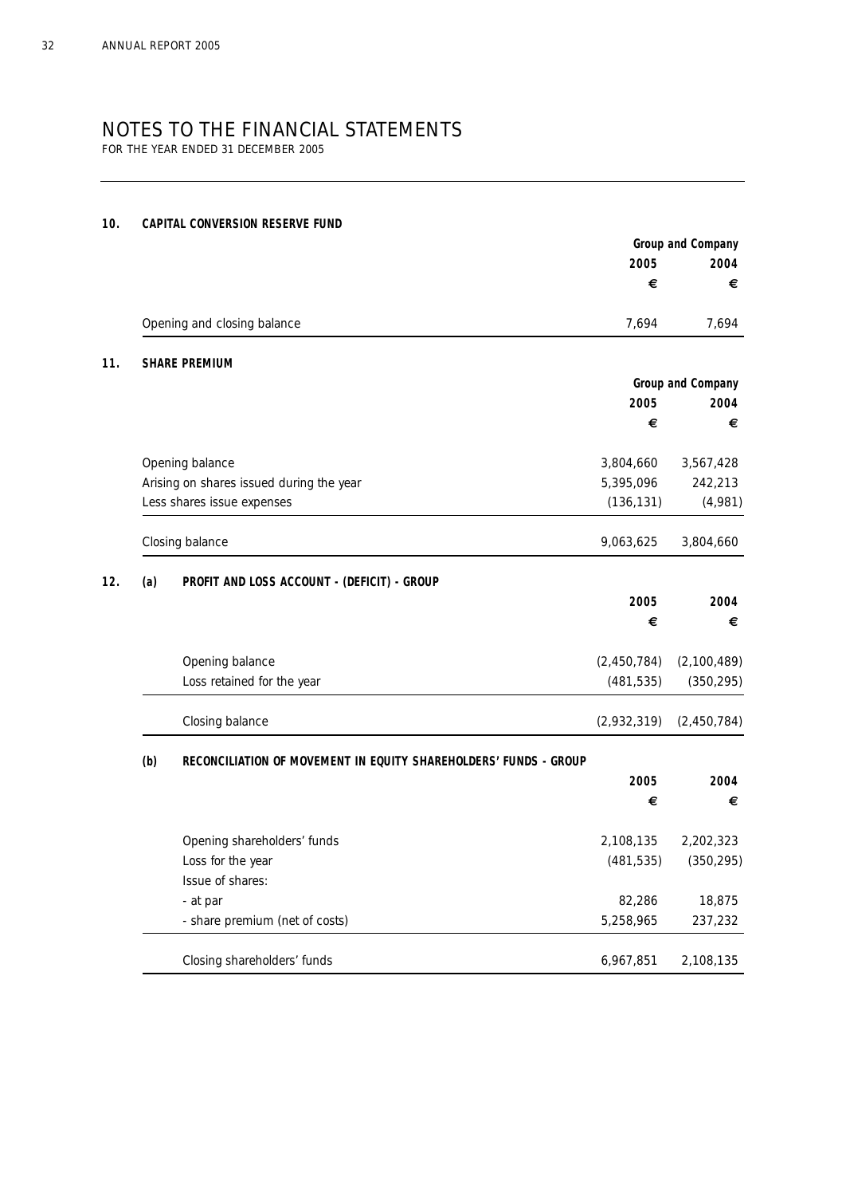# NOTES TO THE FINANCIAL STATEMENTS

FOR THE YEAR ENDED 31 DECEMBER 2005

## 10. CAPITAL CONVERSION RESERVE FUND

| | Group and Company | |
|---|---|---|
| | 2005 | 2004 |
| | € | € |
| Opening and closing balance | 7,694 | 7,694 |

## 11. SHARE PREMIUM

| | Group and Company | |
|---|---|---|
| | 2005 | 2004 |
| | € | € |
| Opening balance | 3,804,660 | 3,567,428 |
| Arising on shares issued during the year | 5,395,096 | 242,213 |
| Less shares issue expenses | (136,131) | (4,981) |
| Closing balance | 9,063,625 | 3,804,660 |

## 12. (a) PROFIT AND LOSS ACCOUNT - (DEFICIT) - GROUP

| | 2005 | 2004 |
|---|---|---|
| | € | € |
| Opening balance | (2,450,784) | (2,100,489) |
| Loss retained for the year | (481,535) | (350,295) |
| Closing balance | (2,932,319) | (2,450,784) |

### (b) RECONCILIATION OF MOVEMENT IN EQUITY SHAREHOLDERS' FUNDS - GROUP

| | 2005 | 2004 |
|---|---|---|
| | € | € |
| Opening shareholders' funds | 2,108,135 | 2,202,323 |
| Loss for the year | (481,535) | (350,295) |
| Issue of shares: | | |
| - at par | 82,286 | 18,875 |
| - share premium (net of costs) | 5,258,965 | 237,232 |
| Closing shareholders' funds | 6,967,851 | 2,108,135 |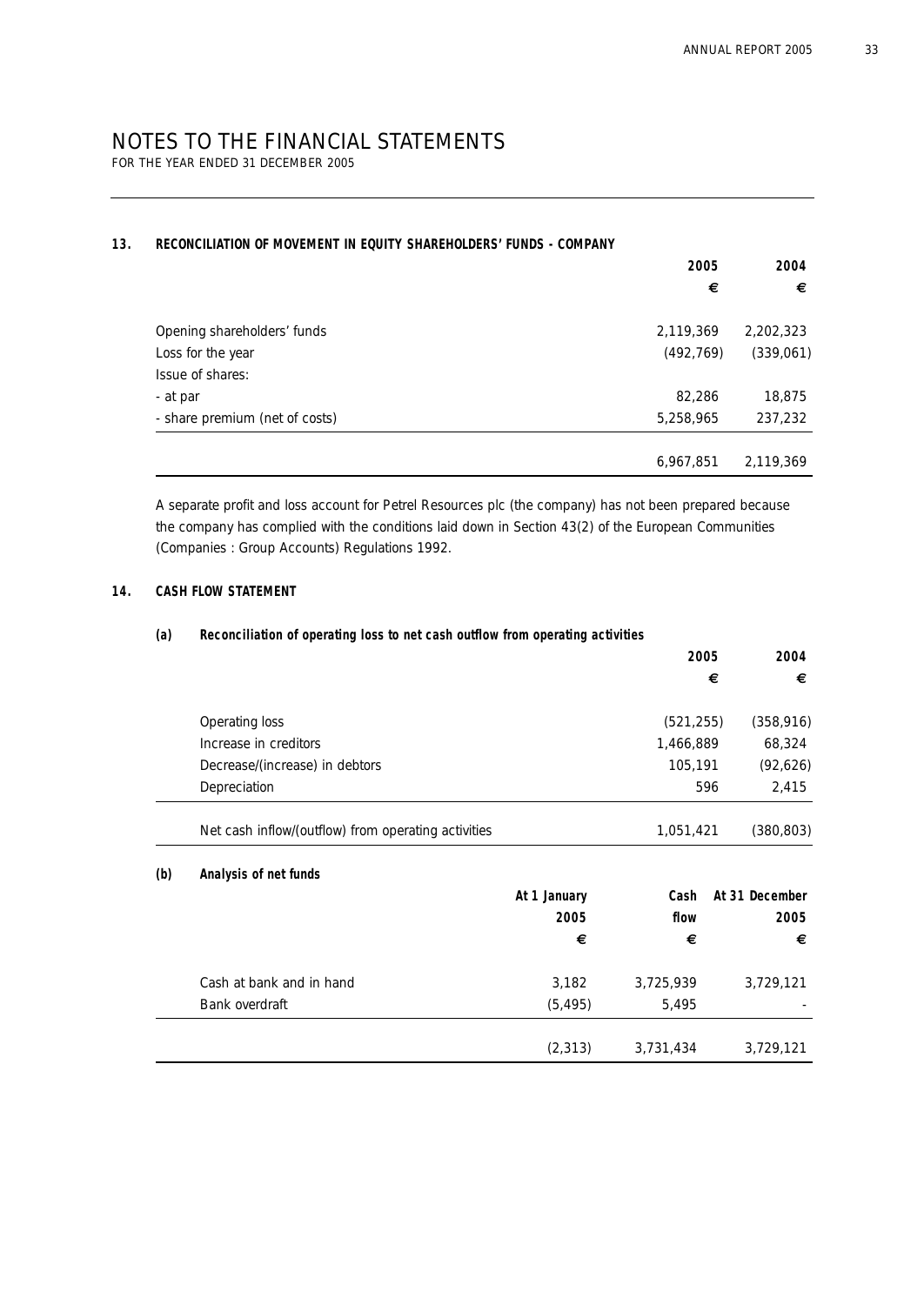# NOTES TO THE FINANCIAL STATEMENTS

FOR THE YEAR ENDED 31 DECEMBER 2005

## 13. RECONCILIATION OF MOVEMENT IN EQUITY SHAREHOLDERS' FUNDS - COMPANY

| | 2005 | 2004 |
|---|---|---|
| | € | € |
| Opening shareholders' funds | 2,119,369 | 2,202,323 |
| Loss for the year | (492,769) | (339,061) |
| Issue of shares: | | |
| - at par | 82,286 | 18,875 |
| - share premium (net of costs) | 5,258,965 | 237,232 |
| | 6,967,851 | 2,119,369 |

A separate profit and loss account for Petrel Resources plc (the company) has not been prepared because the company has complied with the conditions laid down in Section 43(2) of the European Communities (Companies : Group Accounts) Regulations 1992.

## 14. CASH FLOW STATEMENT

### (a) Reconciliation of operating loss to net cash outflow from operating activities

| | 2005 | 2004 |
|---|---|---|
| | € | € |
| Operating loss | (521,255) | (358,916) |
| Increase in creditors | 1,466,889 | 68,324 |
| Decrease/(increase) in debtors | 105,191 | (92,626) |
| Depreciation | 596 | 2,415 |
| Net cash inflow/(outflow) from operating activities | 1,051,421 | (380,803) |

### (b) Analysis of net funds

| | At 1 January 2005 | Cash flow | At 31 December 2005 |
|---|---|---|---|
| | € | € | € |
| Cash at bank and in hand | 3,182 | 3,725,939 | 3,729,121 |
| Bank overdraft | (5,495) | 5,495 | - |
| | (2,313) | 3,731,434 | 3,729,121 |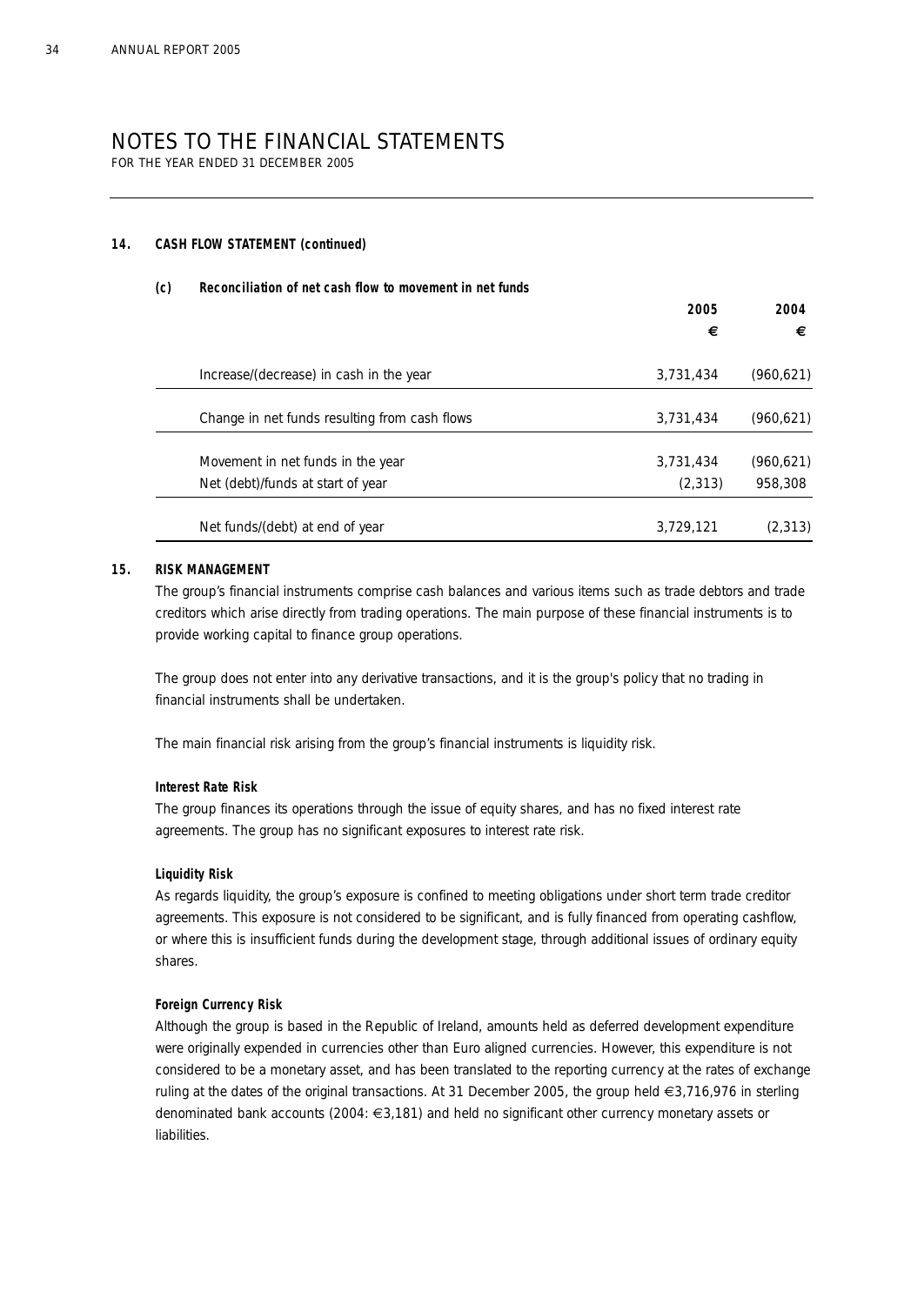# NOTES TO THE FINANCIAL STATEMENTS

FOR THE YEAR ENDED 31 DECEMBER 2005

**14. CASH FLOW STATEMENT (continued)**

**(c) Reconciliation of net cash flow to movement in net funds**

| | 2005 € | 2004 € |
|---|---|---|
| Increase/(decrease) in cash in the year | 3,731,434 | (960,621) |
| Change in net funds resulting from cash flows | 3,731,434 | (960,621) |
| Movement in net funds in the year | 3,731,434 | (960,621) |
| Net (debt)/funds at start of year | (2,313) | 958,308 |
| Net funds/(debt) at end of year | 3,729,121 | (2,313) |

**15. RISK MANAGEMENT**

The group's financial instruments comprise cash balances and various items such as trade debtors and trade creditors which arise directly from trading operations. The main purpose of these financial instruments is to provide working capital to finance group operations.

The group does not enter into any derivative transactions, and it is the group's policy that no trading in financial instruments shall be undertaken.

The main financial risk arising from the group's financial instruments is liquidity risk.

**Interest Rate Risk**

The group finances its operations through the issue of equity shares, and has no fixed interest rate agreements. The group has no significant exposures to interest rate risk.

**Liquidity Risk**

As regards liquidity, the group's exposure is confined to meeting obligations under short term trade creditor agreements. This exposure is not considered to be significant, and is fully financed from operating cashflow, or where this is insufficient funds during the development stage, through additional issues of ordinary equity shares.

**Foreign Currency Risk**

Although the group is based in the Republic of Ireland, amounts held as deferred development expenditure were originally expended in currencies other than Euro aligned currencies. However, this expenditure is not considered to be a monetary asset, and has been translated to the reporting currency at the rates of exchange ruling at the dates of the original transactions. At 31 December 2005, the group held €3,716,976 in sterling denominated bank accounts (2004: €3,181) and held no significant other currency monetary assets or liabilities.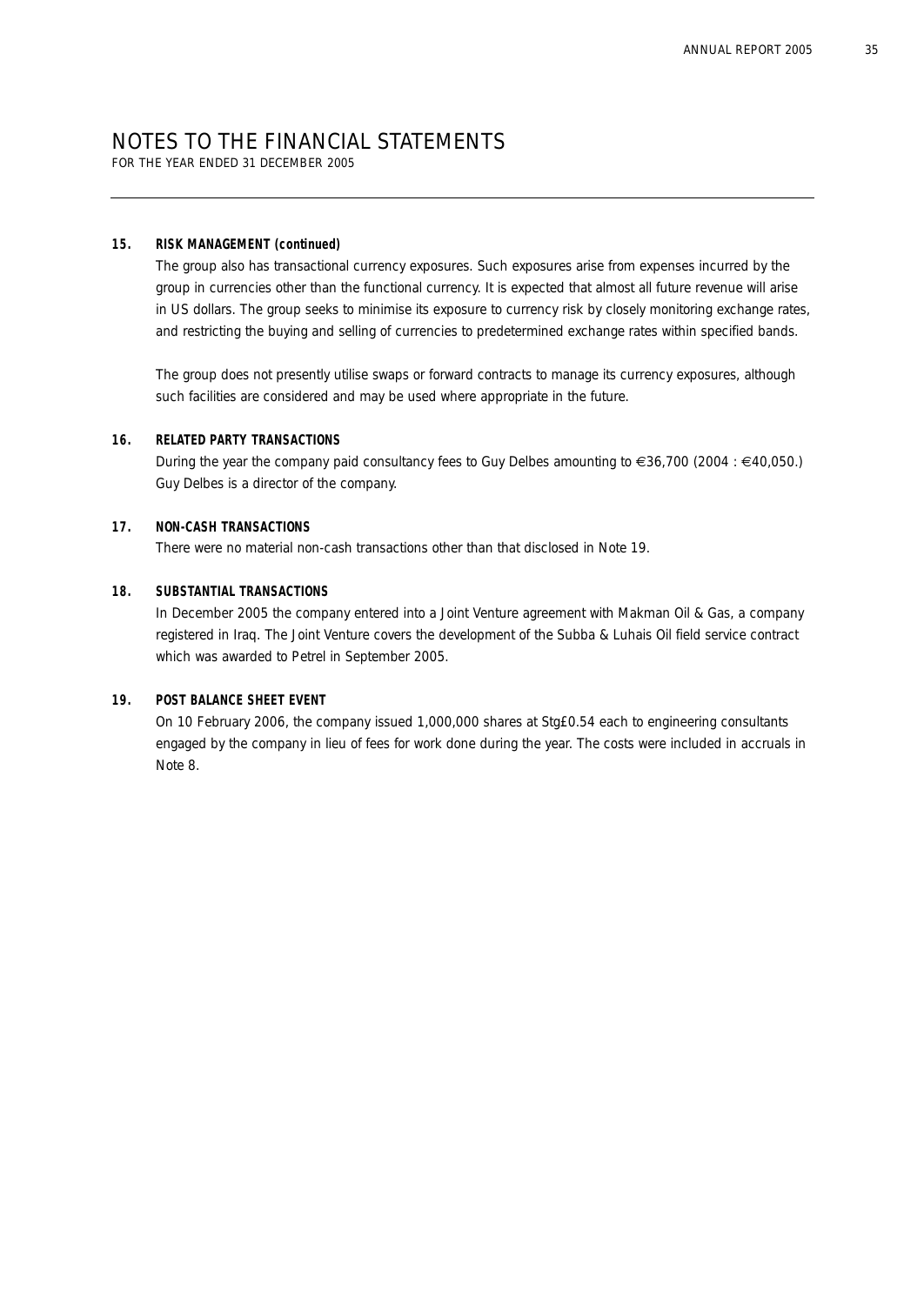# NOTES TO THE FINANCIAL STATEMENTS

FOR THE YEAR ENDED 31 DECEMBER 2005

**15. RISK MANAGEMENT (continued)**

The group also has transactional currency exposures. Such exposures arise from expenses incurred by the group in currencies other than the functional currency. It is expected that almost all future revenue will arise in US dollars. The group seeks to minimise its exposure to currency risk by closely monitoring exchange rates, and restricting the buying and selling of currencies to predetermined exchange rates within specified bands.

The group does not presently utilise swaps or forward contracts to manage its currency exposures, although such facilities are considered and may be used where appropriate in the future.

**16. RELATED PARTY TRANSACTIONS**

During the year the company paid consultancy fees to Guy Delbes amounting to €36,700 (2004 : €40,050.) Guy Delbes is a director of the company.

**17. NON-CASH TRANSACTIONS**

There were no material non-cash transactions other than that disclosed in Note 19.

**18. SUBSTANTIAL TRANSACTIONS**

In December 2005 the company entered into a Joint Venture agreement with Makman Oil & Gas, a company registered in Iraq. The Joint Venture covers the development of the Subba & Luhais Oil field service contract which was awarded to Petrel in September 2005.

**19. POST BALANCE SHEET EVENT**

On 10 February 2006, the company issued 1,000,000 shares at Stg£0.54 each to engineering consultants engaged by the company in lieu of fees for work done during the year. The costs were included in accruals in Note 8.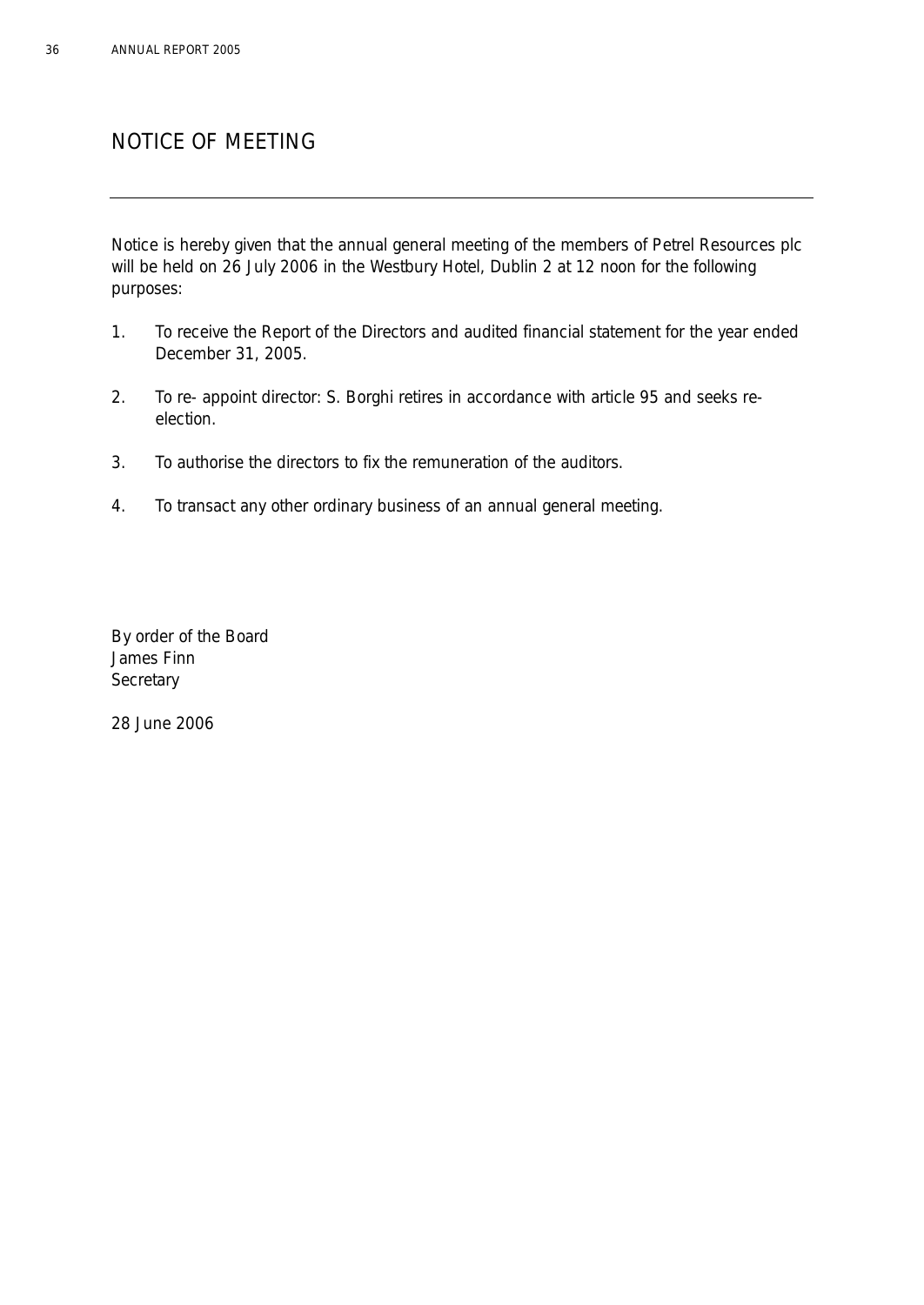# NOTICE OF MEETING

Notice is hereby given that the annual general meeting of the members of Petrel Resources plc will be held on 26 July 2006 in the Westbury Hotel, Dublin 2 at 12 noon for the following purposes:

1. To receive the Report of the Directors and audited financial statement for the year ended December 31, 2005.

2. To re- appoint director: S. Borghi retires in accordance with article 95 and seeks re-election.

3. To authorise the directors to fix the remuneration of the auditors.

4. To transact any other ordinary business of an annual general meeting.

By order of the Board
James Finn
Secretary

28 June 2006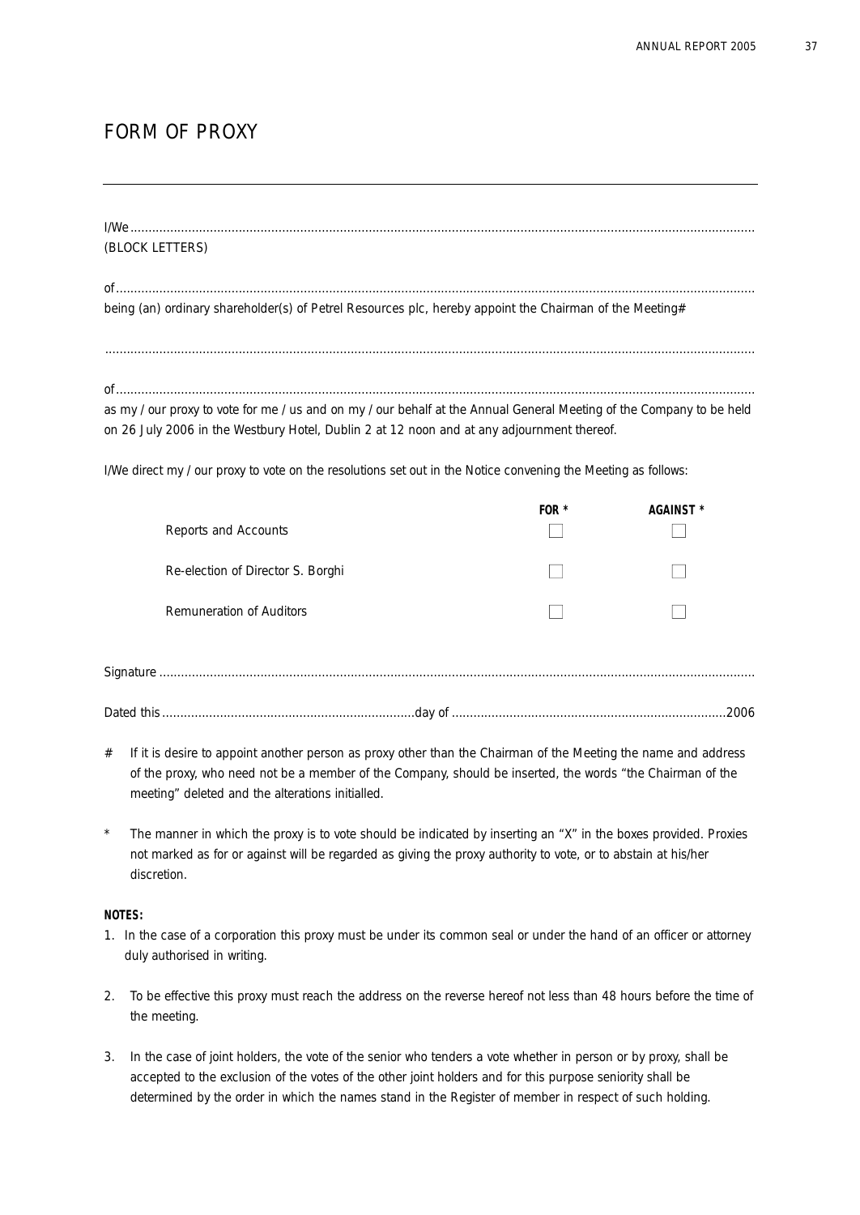# FORM OF PROXY

I/We ..........................................................................................................................................................................

(BLOCK LETTERS)

of ..............................................................................................................................................................................

being (an) ordinary shareholder(s) of Petrel Resources plc, hereby appoint the Chairman of the Meeting#

.................................................................................................................................................................................

of ..............................................................................................................................................................................

as my / our proxy to vote for me / us and on my / our behalf at the Annual General Meeting of the Company to be held on 26 July 2006 in the Westbury Hotel, Dublin 2 at 12 noon and at any adjournment thereof.

I/We direct my / our proxy to vote on the resolutions set out in the Notice convening the Meeting as follows:

| | **FOR** * | **AGAINST** * |
|---|---|---|
| Reports and Accounts | ☐ | ☐ |
| Re-election of Director S. Borghi | ☐ | ☐ |
| Remuneration of Auditors | ☐ | ☐ |

Signature ...................................................................................................................................................................

Dated this ......................................................................day of ...........................................................................2006

# If it is desire to appoint another person as proxy other than the Chairman of the Meeting the name and address of the proxy, who need not be a member of the Company, should be inserted, the words "the Chairman of the meeting" deleted and the alterations initialled.

* The manner in which the proxy is to vote should be indicated by inserting an "X" in the boxes provided. Proxies not marked as for or against will be regarded as giving the proxy authority to vote, or to abstain at his/her discretion.

**NOTES:**

1. In the case of a corporation this proxy must be under its common seal or under the hand of an officer or attorney duly authorised in writing.
2. To be effective this proxy must reach the address on the reverse hereof not less than 48 hours before the time of the meeting.
3. In the case of joint holders, the vote of the senior who tenders a vote whether in person or by proxy, shall be accepted to the exclusion of the votes of the other joint holders and for this purpose seniority shall be determined by the order in which the names stand in the Register of member in respect of such holding.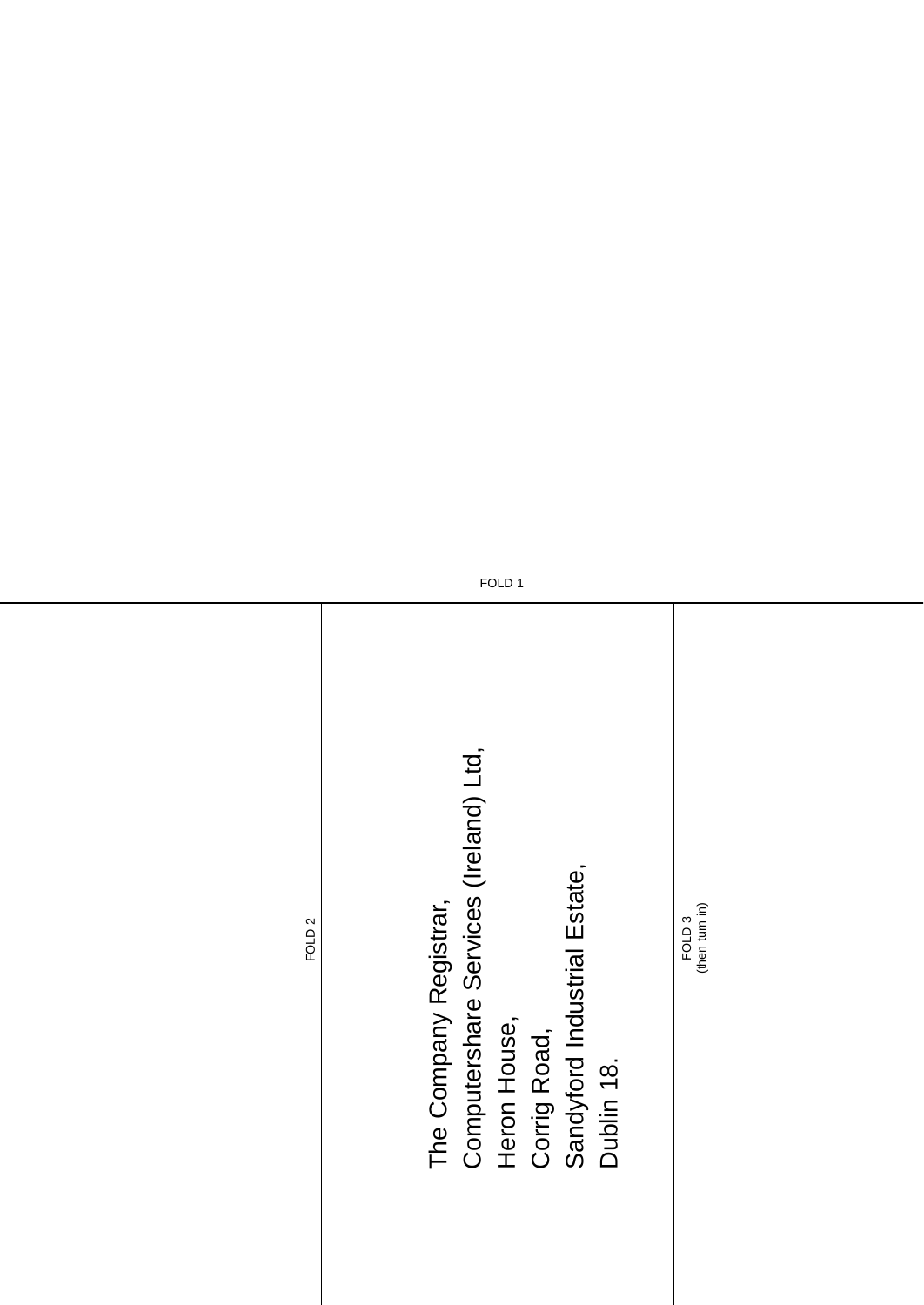FOLD 1

FOLD 2

The Company Registrar,
Computershare Services (Ireland) Ltd,
Heron House,
Corrig Road,
Sandyford Industrial Estate,
Dublin 18.

FOLD 3
(then turn in)